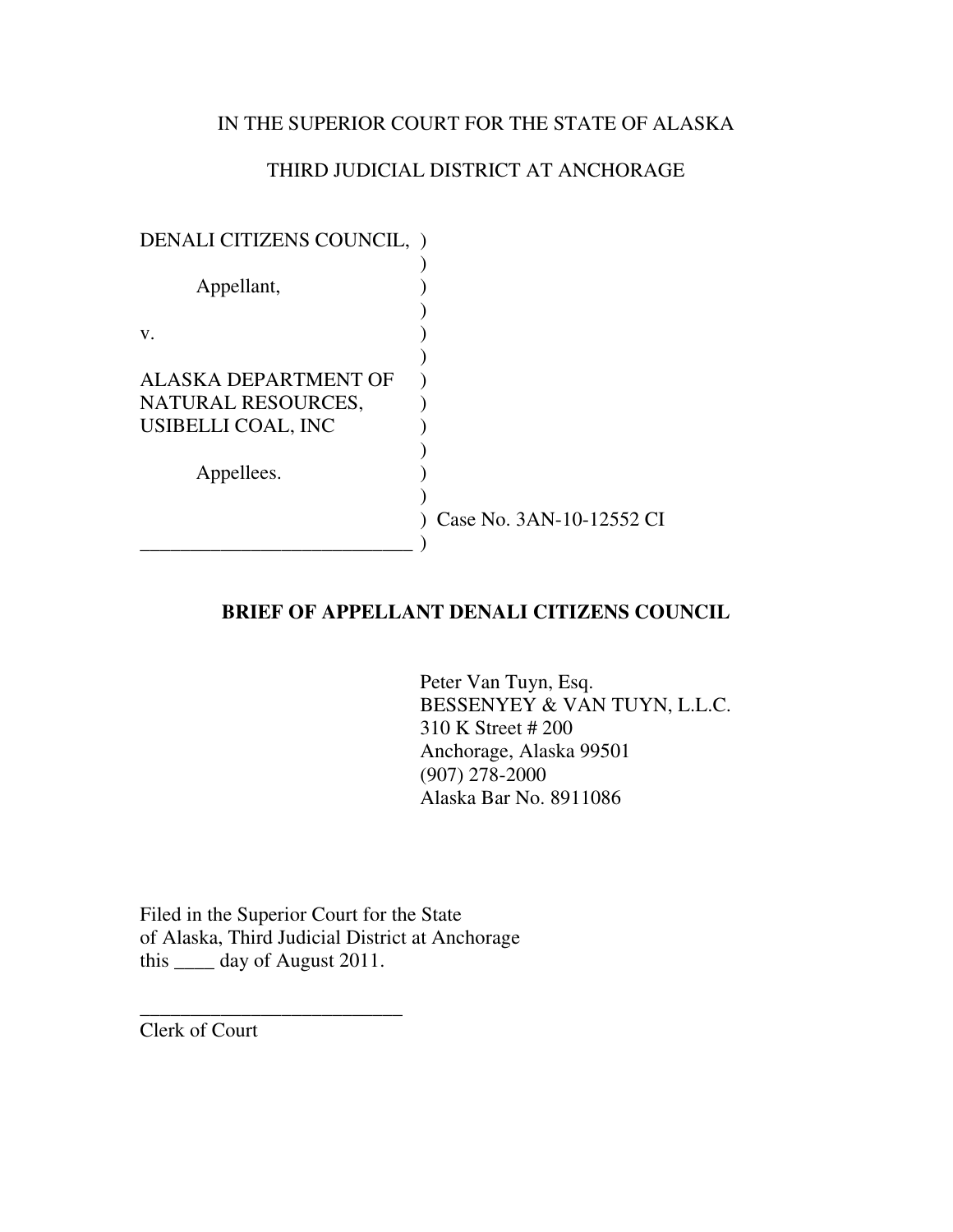IN THE SUPERIOR COURT FOR THE STATE OF ALASKA

THIRD JUDICIAL DISTRICT AT ANCHORAGE

DENALI CITIZENS COUNCIL, )
)
Appellant, )
)
v. )
)
ALASKA DEPARTMENT OF )
NATURAL RESOURCES, )
USIBELLI COAL, INC )
)
Appellees. )
)
) Case No. 3AN-10-12552 CI
___________________________ )

**BRIEF OF APPELLANT DENALI CITIZENS COUNCIL**

Peter Van Tuyn, Esq.
BESSENYEY & VAN TUYN, L.L.C.
310 K Street # 200
Anchorage, Alaska 99501
(907) 278-2000
Alaska Bar No. 8911086

Filed in the Superior Court for the State
of Alaska, Third Judicial District at Anchorage
this ____ day of August 2011.

__________________________
Clerk of Court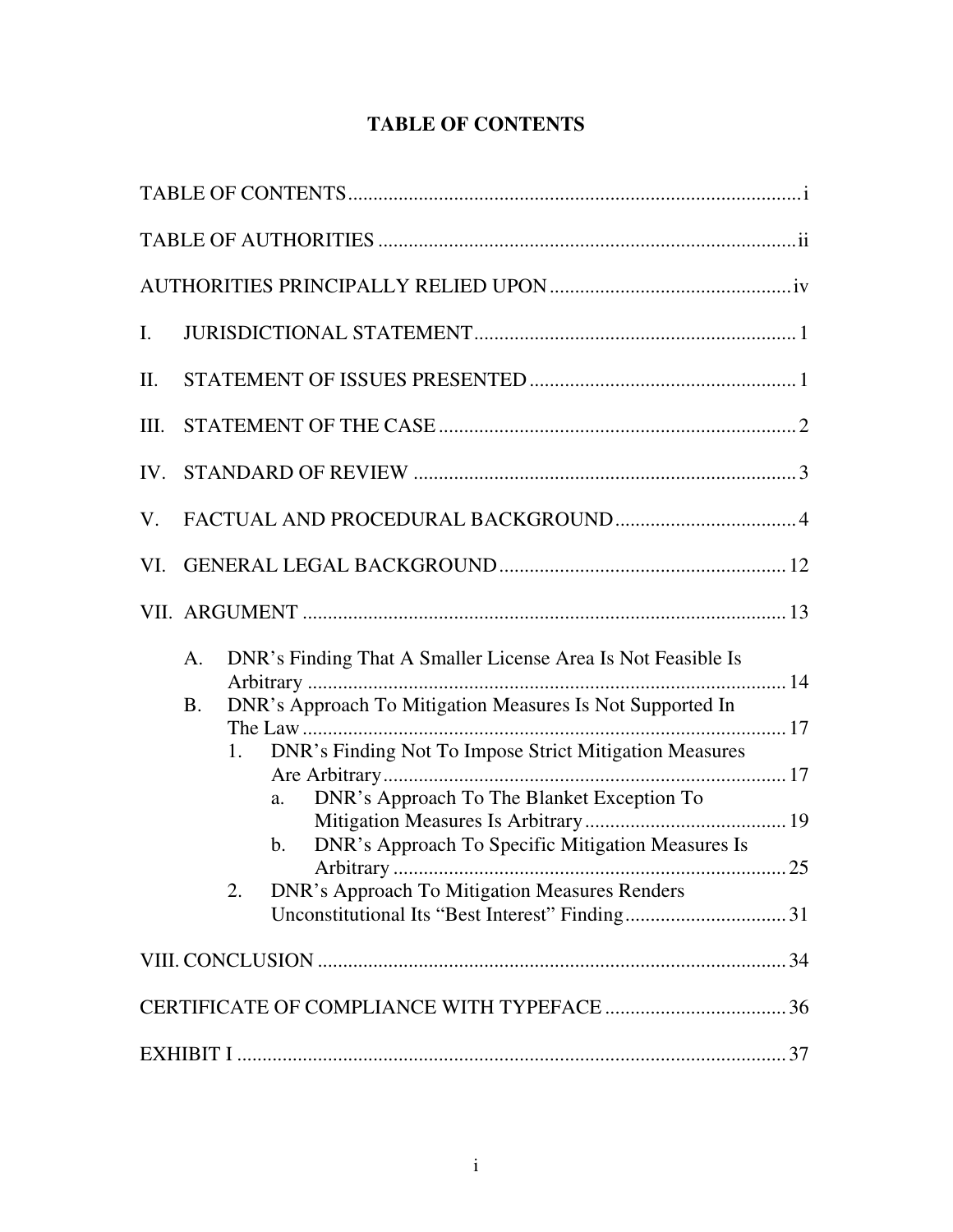# TABLE OF CONTENTS

TABLE OF CONTENTS ..... i

TABLE OF AUTHORITIES ..... ii

AUTHORITIES PRINCIPALLY RELIED UPON ..... iv

I. JURISDICTIONAL STATEMENT ..... 1

II. STATEMENT OF ISSUES PRESENTED ..... 1

III. STATEMENT OF THE CASE ..... 2

IV. STANDARD OF REVIEW ..... 3

V. FACTUAL AND PROCEDURAL BACKGROUND ..... 4

VI. GENERAL LEGAL BACKGROUND ..... 12

VII. ARGUMENT ..... 13

- A. DNR's Finding That A Smaller License Area Is Not Feasible Is Arbitrary ..... 14
- B. DNR's Approach To Mitigation Measures Is Not Supported In The Law ..... 17
  - 1. DNR's Finding Not To Impose Strict Mitigation Measures Are Arbitrary ..... 17
    - a. DNR's Approach To The Blanket Exception To Mitigation Measures Is Arbitrary ..... 19
    - b. DNR's Approach To Specific Mitigation Measures Is Arbitrary ..... 25
  - 2. DNR's Approach To Mitigation Measures Renders Unconstitutional Its "Best Interest" Finding ..... 31

VIII. CONCLUSION ..... 34

CERTIFICATE OF COMPLIANCE WITH TYPEFACE ..... 36

EXHIBIT I ..... 37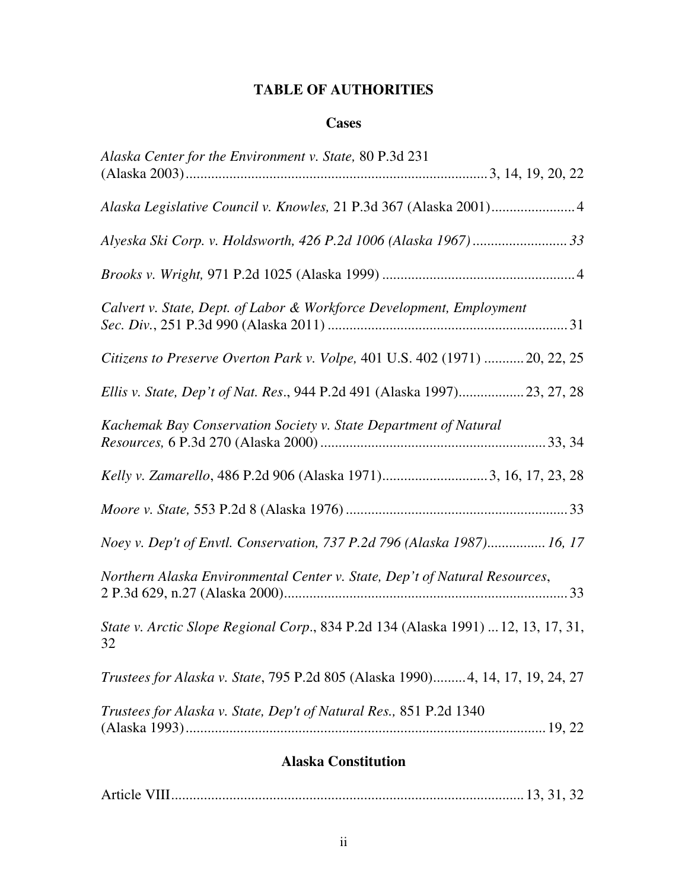# TABLE OF AUTHORITIES

## Cases

*Alaska Center for the Environment v. State,* 80 P.3d 231 (Alaska 2003) .......... 3, 14, 19, 20, 22

*Alaska Legislative Council v. Knowles,* 21 P.3d 367 (Alaska 2001) .......... 4

*Alyeska Ski Corp. v. Holdsworth, 426 P.2d 1006 (Alaska 1967)* .......... *33*

*Brooks v. Wright,* 971 P.2d 1025 (Alaska 1999) .......... 4

*Calvert v. State, Dept. of Labor & Workforce Development, Employment Sec. Div.*, 251 P.3d 990 (Alaska 2011) .......... 31

*Citizens to Preserve Overton Park v. Volpe,* 401 U.S. 402 (1971) .......... 20, 22, 25

*Ellis v. State, Dep't of Nat. Res*., 944 P.2d 491 (Alaska 1997) .......... 23, 27, 28

*Kachemak Bay Conservation Society v. State Department of Natural Resources,* 6 P.3d 270 (Alaska 2000) .......... 33, 34

*Kelly v. Zamarello*, 486 P.2d 906 (Alaska 1971) .......... 3, 16, 17, 23, 28

*Moore v. State,* 553 P.2d 8 (Alaska 1976) .......... 33

*Noey v. Dep't of Envtl. Conservation, 737 P.2d 796 (Alaska 1987)* .......... *16, 17*

*Northern Alaska Environmental Center v. State, Dep't of Natural Resources*, 2 P.3d 629, n.27 (Alaska 2000) .......... 33

*State v. Arctic Slope Regional Corp*., 834 P.2d 134 (Alaska 1991) ... 12, 13, 17, 31, 32

*Trustees for Alaska v. State*, 795 P.2d 805 (Alaska 1990) .......... 4, 14, 17, 19, 24, 27

*Trustees for Alaska v. State, Dep't of Natural Res.,* 851 P.2d 1340 (Alaska 1993) .......... 19, 22

## Alaska Constitution

Article VIII .......... 13, 31, 32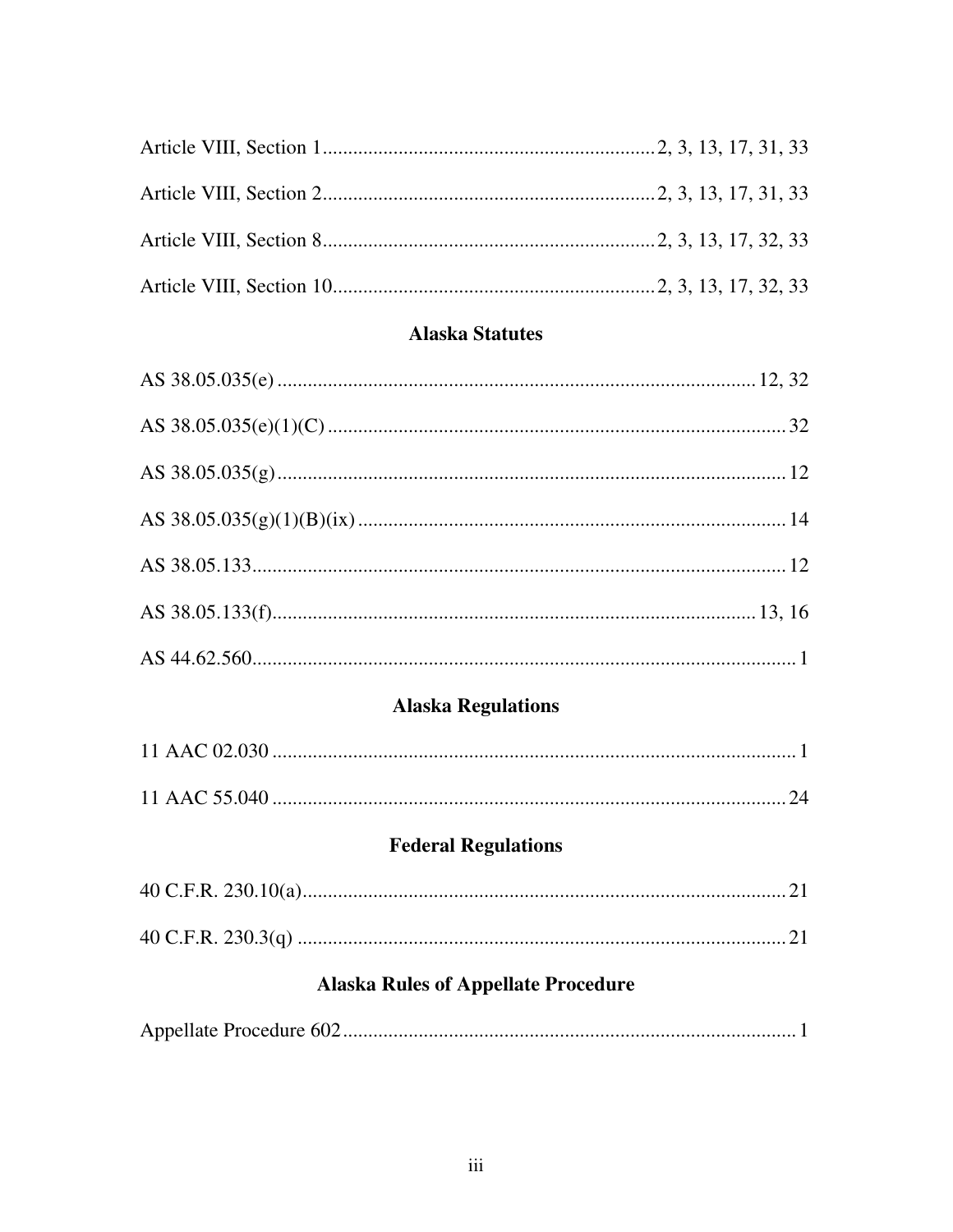Article VIII, Section 1 ........ 2, 3, 13, 17, 31, 33

Article VIII, Section 2 ........ 2, 3, 13, 17, 31, 33

Article VIII, Section 8 ........ 2, 3, 13, 17, 32, 33

Article VIII, Section 10 ........ 2, 3, 13, 17, 32, 33

### Alaska Statutes

AS 38.05.035(e) ........ 12, 32

AS 38.05.035(e)(1)(C) ........ 32

AS 38.05.035(g) ........ 12

AS 38.05.035(g)(1)(B)(ix) ........ 14

AS 38.05.133 ........ 12

AS 38.05.133(f) ........ 13, 16

AS 44.62.560 ........ 1

### Alaska Regulations

11 AAC 02.030 ........ 1

11 AAC 55.040 ........ 24

### Federal Regulations

40 C.F.R. 230.10(a) ........ 21

40 C.F.R. 230.3(q) ........ 21

### Alaska Rules of Appellate Procedure

Appellate Procedure 602 ........ 1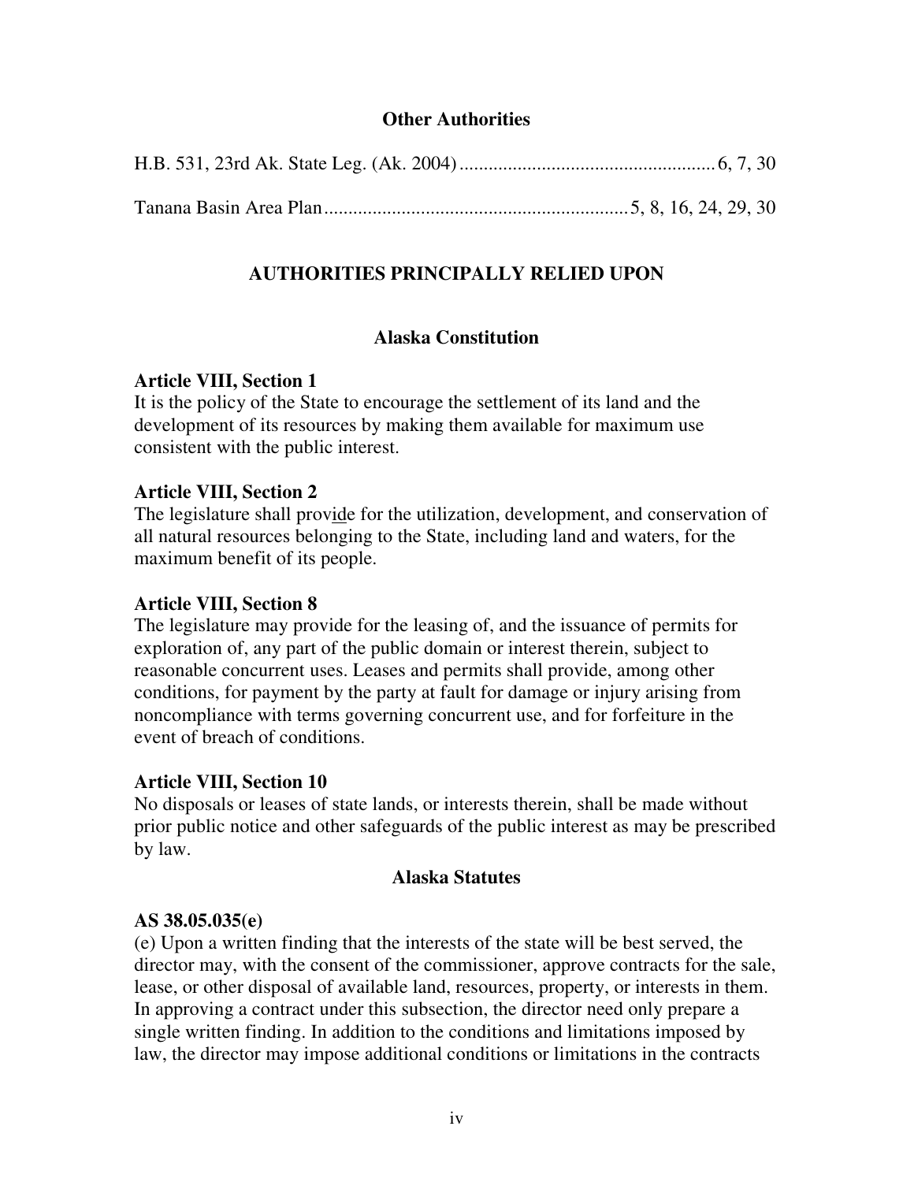### Other Authorities

H.B. 531, 23rd Ak. State Leg. (Ak. 2004) .................................................... 6, 7, 30

Tanana Basin Area Plan .............................................................. 5, 8, 16, 24, 29, 30

## AUTHORITIES PRINCIPALLY RELIED UPON

### Alaska Constitution

**Article VIII, Section 1**
It is the policy of the State to encourage the settlement of its land and the development of its resources by making them available for maximum use consistent with the public interest.

**Article VIII, Section 2**
The legislature shall provide for the utilization, development, and conservation of all natural resources belonging to the State, including land and waters, for the maximum benefit of its people.

**Article VIII, Section 8**
The legislature may provide for the leasing of, and the issuance of permits for exploration of, any part of the public domain or interest therein, subject to reasonable concurrent uses. Leases and permits shall provide, among other conditions, for payment by the party at fault for damage or injury arising from noncompliance with terms governing concurrent use, and for forfeiture in the event of breach of conditions.

**Article VIII, Section 10**
No disposals or leases of state lands, or interests therein, shall be made without prior public notice and other safeguards of the public interest as may be prescribed by law.

### Alaska Statutes

**AS 38.05.035(e)**
(e) Upon a written finding that the interests of the state will be best served, the director may, with the consent of the commissioner, approve contracts for the sale, lease, or other disposal of available land, resources, property, or interests in them. In approving a contract under this subsection, the director need only prepare a single written finding. In addition to the conditions and limitations imposed by law, the director may impose additional conditions or limitations in the contracts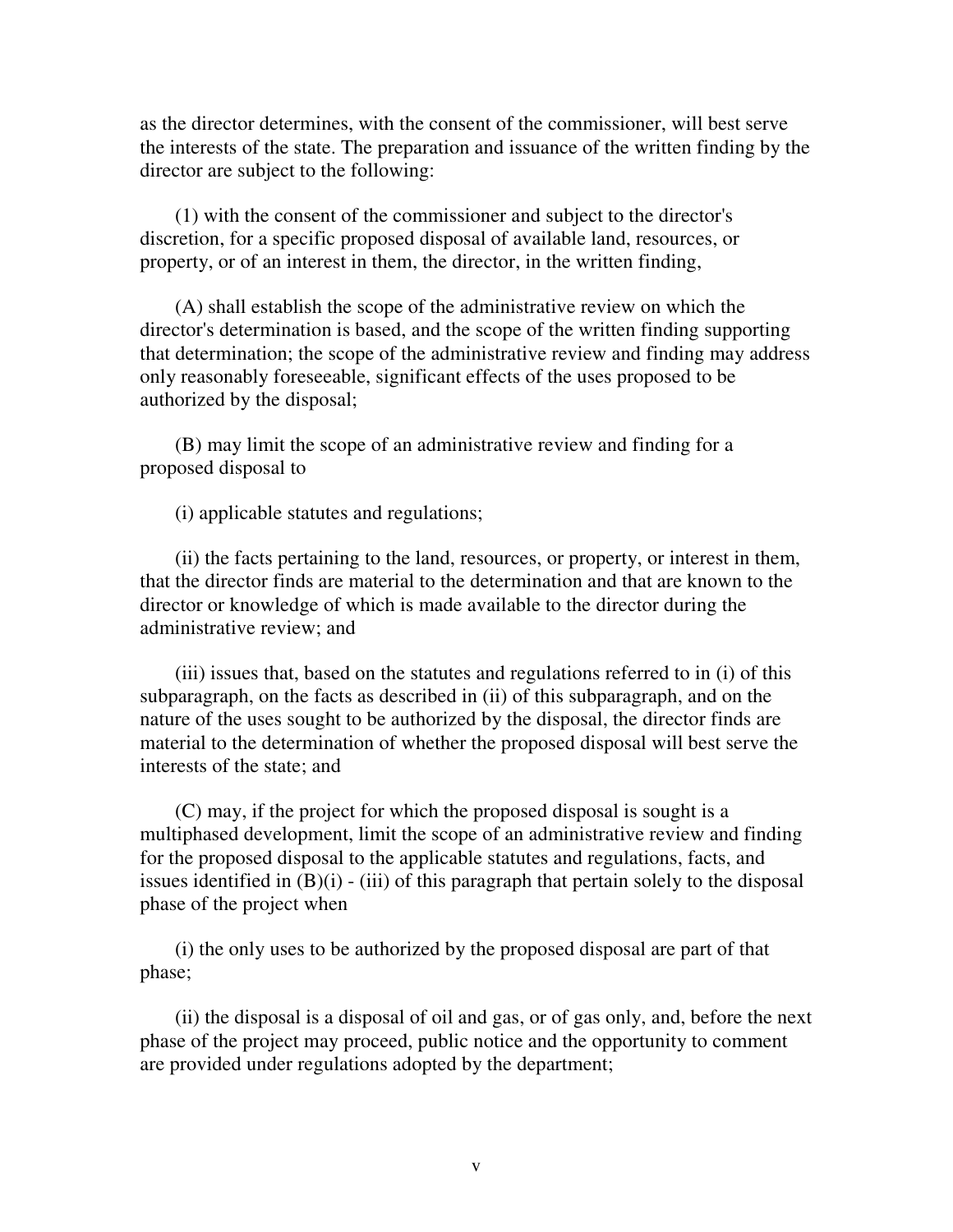as the director determines, with the consent of the commissioner, will best serve the interests of the state. The preparation and issuance of the written finding by the director are subject to the following:

(1) with the consent of the commissioner and subject to the director's discretion, for a specific proposed disposal of available land, resources, or property, or of an interest in them, the director, in the written finding,

(A) shall establish the scope of the administrative review on which the director's determination is based, and the scope of the written finding supporting that determination; the scope of the administrative review and finding may address only reasonably foreseeable, significant effects of the uses proposed to be authorized by the disposal;

(B) may limit the scope of an administrative review and finding for a proposed disposal to

(i) applicable statutes and regulations;

(ii) the facts pertaining to the land, resources, or property, or interest in them, that the director finds are material to the determination and that are known to the director or knowledge of which is made available to the director during the administrative review; and

(iii) issues that, based on the statutes and regulations referred to in (i) of this subparagraph, on the facts as described in (ii) of this subparagraph, and on the nature of the uses sought to be authorized by the disposal, the director finds are material to the determination of whether the proposed disposal will best serve the interests of the state; and

(C) may, if the project for which the proposed disposal is sought is a multiphased development, limit the scope of an administrative review and finding for the proposed disposal to the applicable statutes and regulations, facts, and issues identified in (B)(i) - (iii) of this paragraph that pertain solely to the disposal phase of the project when

(i) the only uses to be authorized by the proposed disposal are part of that phase;

(ii) the disposal is a disposal of oil and gas, or of gas only, and, before the next phase of the project may proceed, public notice and the opportunity to comment are provided under regulations adopted by the department;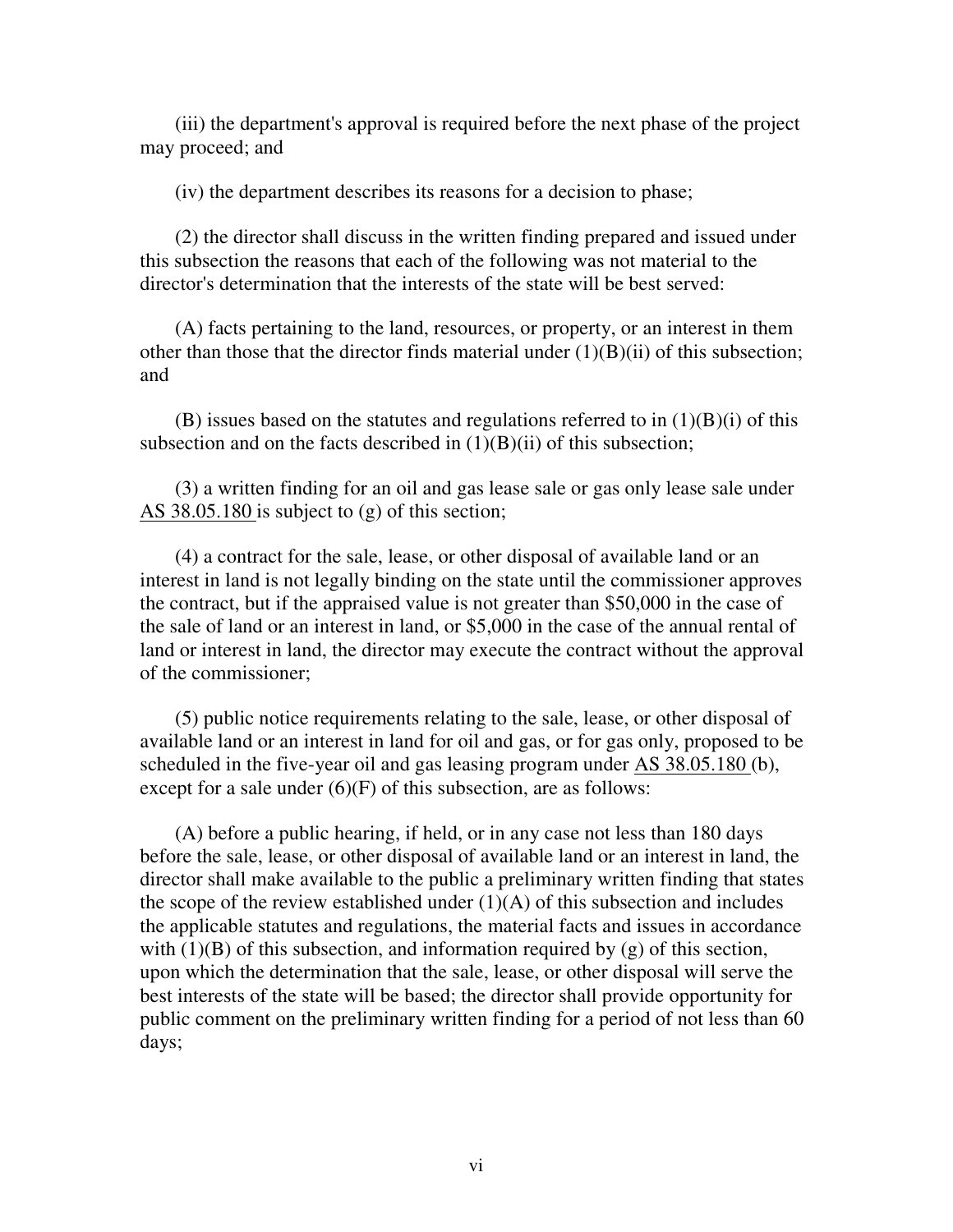(iii) the department's approval is required before the next phase of the project may proceed; and

(iv) the department describes its reasons for a decision to phase;

(2) the director shall discuss in the written finding prepared and issued under this subsection the reasons that each of the following was not material to the director's determination that the interests of the state will be best served:

(A) facts pertaining to the land, resources, or property, or an interest in them other than those that the director finds material under (1)(B)(ii) of this subsection; and

(B) issues based on the statutes and regulations referred to in (1)(B)(i) of this subsection and on the facts described in (1)(B)(ii) of this subsection;

(3) a written finding for an oil and gas lease sale or gas only lease sale under AS 38.05.180 is subject to (g) of this section;

(4) a contract for the sale, lease, or other disposal of available land or an interest in land is not legally binding on the state until the commissioner approves the contract, but if the appraised value is not greater than $50,000 in the case of the sale of land or an interest in land, or $5,000 in the case of the annual rental of land or interest in land, the director may execute the contract without the approval of the commissioner;

(5) public notice requirements relating to the sale, lease, or other disposal of available land or an interest in land for oil and gas, or for gas only, proposed to be scheduled in the five-year oil and gas leasing program under AS 38.05.180 (b), except for a sale under (6)(F) of this subsection, are as follows:

(A) before a public hearing, if held, or in any case not less than 180 days before the sale, lease, or other disposal of available land or an interest in land, the director shall make available to the public a preliminary written finding that states the scope of the review established under (1)(A) of this subsection and includes the applicable statutes and regulations, the material facts and issues in accordance with (1)(B) of this subsection, and information required by (g) of this section, upon which the determination that the sale, lease, or other disposal will serve the best interests of the state will be based; the director shall provide opportunity for public comment on the preliminary written finding for a period of not less than 60 days;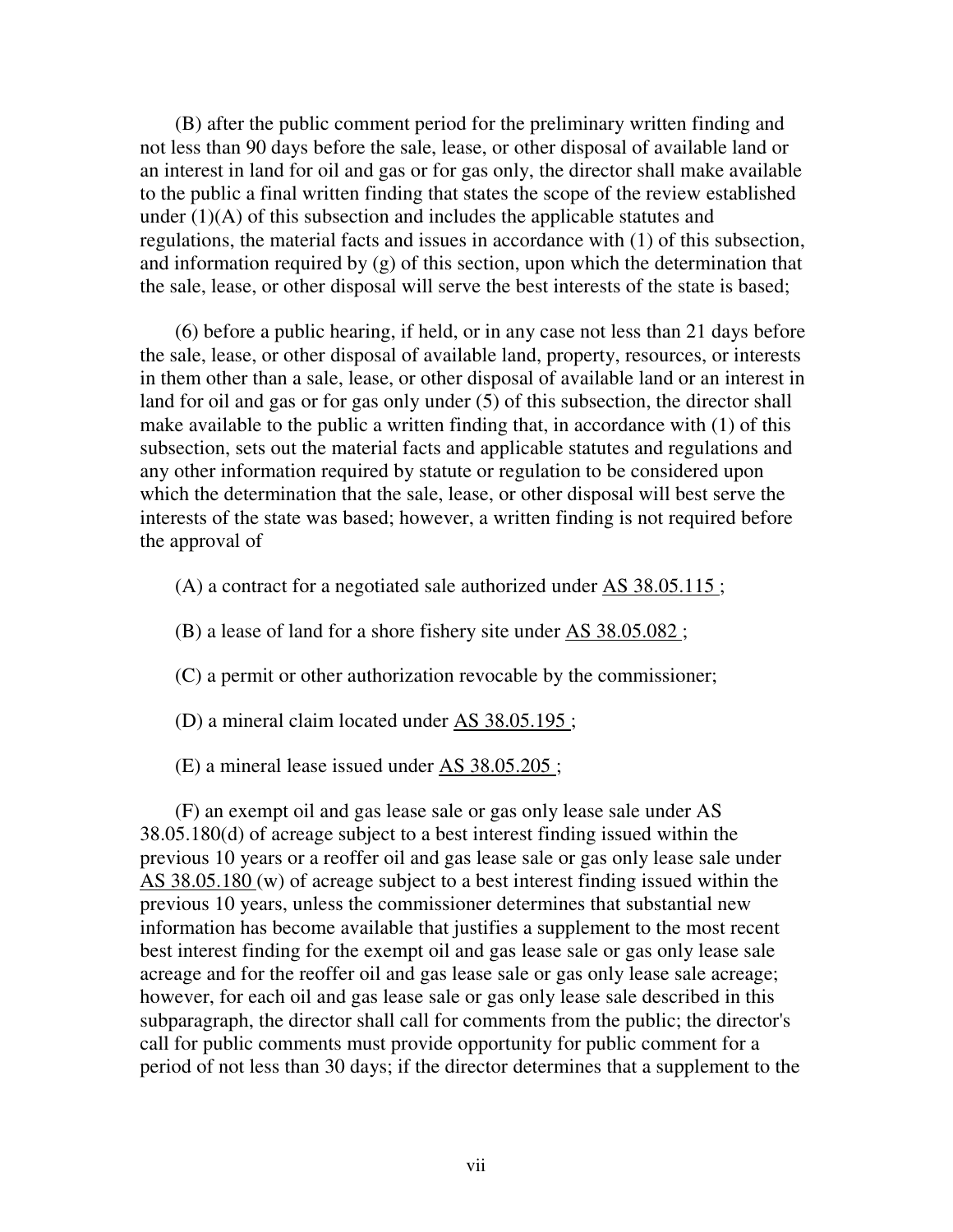(B) after the public comment period for the preliminary written finding and not less than 90 days before the sale, lease, or other disposal of available land or an interest in land for oil and gas or for gas only, the director shall make available to the public a final written finding that states the scope of the review established under (1)(A) of this subsection and includes the applicable statutes and regulations, the material facts and issues in accordance with (1) of this subsection, and information required by (g) of this section, upon which the determination that the sale, lease, or other disposal will serve the best interests of the state is based;

(6) before a public hearing, if held, or in any case not less than 21 days before the sale, lease, or other disposal of available land, property, resources, or interests in them other than a sale, lease, or other disposal of available land or an interest in land for oil and gas or for gas only under (5) of this subsection, the director shall make available to the public a written finding that, in accordance with (1) of this subsection, sets out the material facts and applicable statutes and regulations and any other information required by statute or regulation to be considered upon which the determination that the sale, lease, or other disposal will best serve the interests of the state was based; however, a written finding is not required before the approval of

(A) a contract for a negotiated sale authorized under AS 38.05.115 ;

(B) a lease of land for a shore fishery site under AS 38.05.082 ;

(C) a permit or other authorization revocable by the commissioner;

(D) a mineral claim located under AS 38.05.195 ;

(E) a mineral lease issued under AS 38.05.205 ;

(F) an exempt oil and gas lease sale or gas only lease sale under AS 38.05.180(d) of acreage subject to a best interest finding issued within the previous 10 years or a reoffer oil and gas lease sale or gas only lease sale under AS 38.05.180 (w) of acreage subject to a best interest finding issued within the previous 10 years, unless the commissioner determines that substantial new information has become available that justifies a supplement to the most recent best interest finding for the exempt oil and gas lease sale or gas only lease sale acreage and for the reoffer oil and gas lease sale or gas only lease sale acreage; however, for each oil and gas lease sale or gas only lease sale described in this subparagraph, the director shall call for comments from the public; the director's call for public comments must provide opportunity for public comment for a period of not less than 30 days; if the director determines that a supplement to the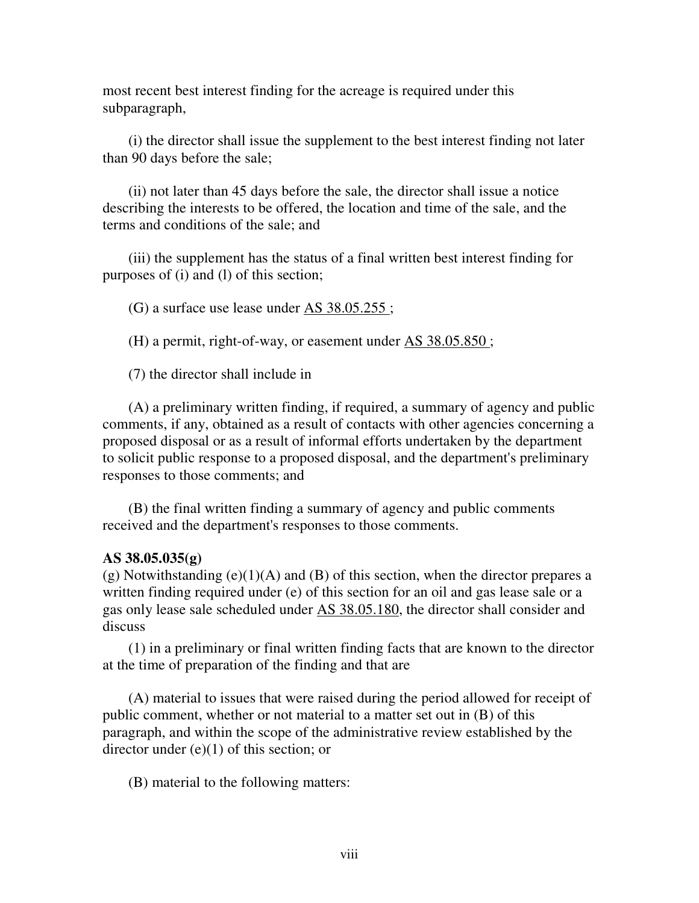most recent best interest finding for the acreage is required under this subparagraph,

(i) the director shall issue the supplement to the best interest finding not later than 90 days before the sale;

(ii) not later than 45 days before the sale, the director shall issue a notice describing the interests to be offered, the location and time of the sale, and the terms and conditions of the sale; and

(iii) the supplement has the status of a final written best interest finding for purposes of (i) and (l) of this section;

(G) a surface use lease under AS 38.05.255 ;

(H) a permit, right-of-way, or easement under AS 38.05.850 ;

(7) the director shall include in

(A) a preliminary written finding, if required, a summary of agency and public comments, if any, obtained as a result of contacts with other agencies concerning a proposed disposal or as a result of informal efforts undertaken by the department to solicit public response to a proposed disposal, and the department's preliminary responses to those comments; and

(B) the final written finding a summary of agency and public comments received and the department's responses to those comments.

**AS 38.05.035(g)**

(g) Notwithstanding (e)(1)(A) and (B) of this section, when the director prepares a written finding required under (e) of this section for an oil and gas lease sale or a gas only lease sale scheduled under AS 38.05.180, the director shall consider and discuss

(1) in a preliminary or final written finding facts that are known to the director at the time of preparation of the finding and that are

(A) material to issues that were raised during the period allowed for receipt of public comment, whether or not material to a matter set out in (B) of this paragraph, and within the scope of the administrative review established by the director under (e)(1) of this section; or

(B) material to the following matters: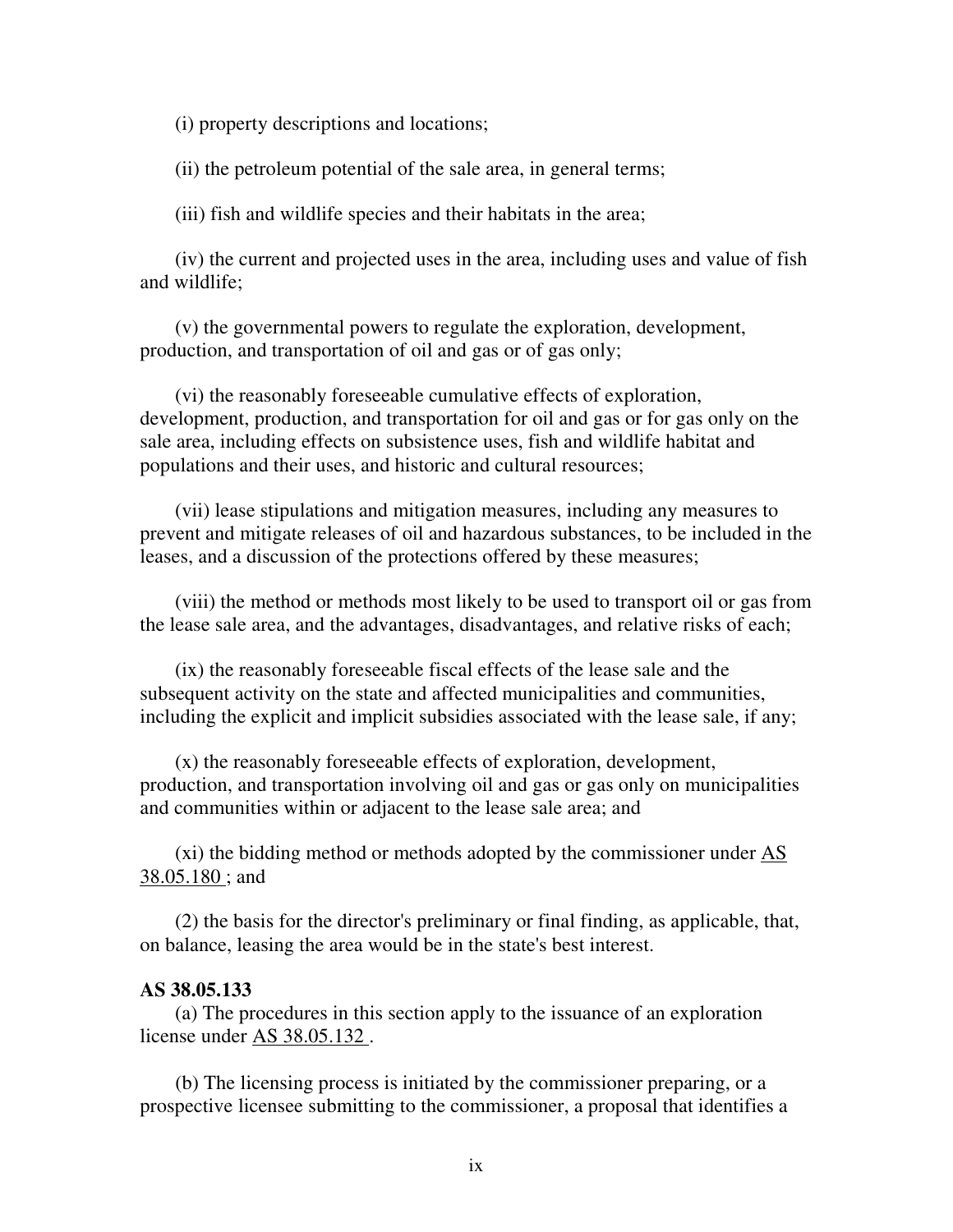(i) property descriptions and locations;

(ii) the petroleum potential of the sale area, in general terms;

(iii) fish and wildlife species and their habitats in the area;

(iv) the current and projected uses in the area, including uses and value of fish and wildlife;

(v) the governmental powers to regulate the exploration, development, production, and transportation of oil and gas or of gas only;

(vi) the reasonably foreseeable cumulative effects of exploration, development, production, and transportation for oil and gas or for gas only on the sale area, including effects on subsistence uses, fish and wildlife habitat and populations and their uses, and historic and cultural resources;

(vii) lease stipulations and mitigation measures, including any measures to prevent and mitigate releases of oil and hazardous substances, to be included in the leases, and a discussion of the protections offered by these measures;

(viii) the method or methods most likely to be used to transport oil or gas from the lease sale area, and the advantages, disadvantages, and relative risks of each;

(ix) the reasonably foreseeable fiscal effects of the lease sale and the subsequent activity on the state and affected municipalities and communities, including the explicit and implicit subsidies associated with the lease sale, if any;

(x) the reasonably foreseeable effects of exploration, development, production, and transportation involving oil and gas or gas only on municipalities and communities within or adjacent to the lease sale area; and

(xi) the bidding method or methods adopted by the commissioner under AS 38.05.180 ; and

(2) the basis for the director's preliminary or final finding, as applicable, that, on balance, leasing the area would be in the state's best interest.

**AS 38.05.133**

(a) The procedures in this section apply to the issuance of an exploration license under AS 38.05.132 .

(b) The licensing process is initiated by the commissioner preparing, or a prospective licensee submitting to the commissioner, a proposal that identifies a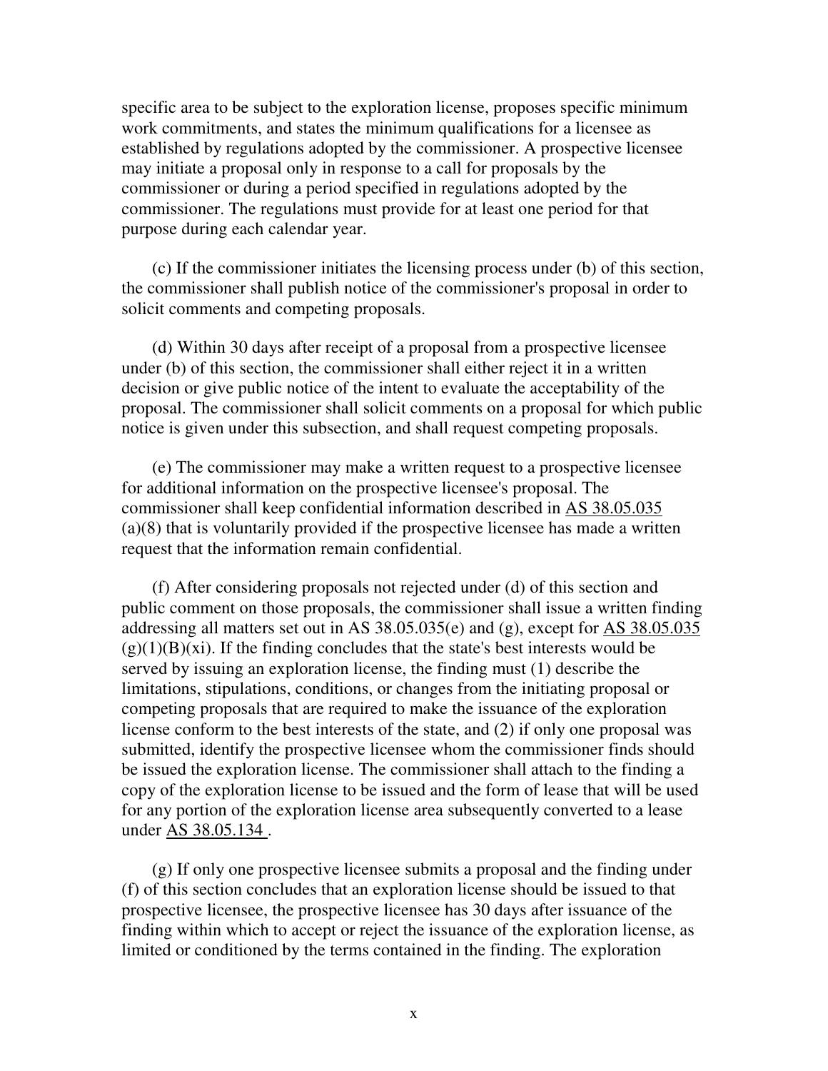specific area to be subject to the exploration license, proposes specific minimum work commitments, and states the minimum qualifications for a licensee as established by regulations adopted by the commissioner. A prospective licensee may initiate a proposal only in response to a call for proposals by the commissioner or during a period specified in regulations adopted by the commissioner. The regulations must provide for at least one period for that purpose during each calendar year.

(c) If the commissioner initiates the licensing process under (b) of this section, the commissioner shall publish notice of the commissioner's proposal in order to solicit comments and competing proposals.

(d) Within 30 days after receipt of a proposal from a prospective licensee under (b) of this section, the commissioner shall either reject it in a written decision or give public notice of the intent to evaluate the acceptability of the proposal. The commissioner shall solicit comments on a proposal for which public notice is given under this subsection, and shall request competing proposals.

(e) The commissioner may make a written request to a prospective licensee for additional information on the prospective licensee's proposal. The commissioner shall keep confidential information described in AS 38.05.035 (a)(8) that is voluntarily provided if the prospective licensee has made a written request that the information remain confidential.

(f) After considering proposals not rejected under (d) of this section and public comment on those proposals, the commissioner shall issue a written finding addressing all matters set out in AS 38.05.035(e) and (g), except for AS 38.05.035 (g)(1)(B)(xi). If the finding concludes that the state's best interests would be served by issuing an exploration license, the finding must (1) describe the limitations, stipulations, conditions, or changes from the initiating proposal or competing proposals that are required to make the issuance of the exploration license conform to the best interests of the state, and (2) if only one proposal was submitted, identify the prospective licensee whom the commissioner finds should be issued the exploration license. The commissioner shall attach to the finding a copy of the exploration license to be issued and the form of lease that will be used for any portion of the exploration license area subsequently converted to a lease under AS 38.05.134 .

(g) If only one prospective licensee submits a proposal and the finding under (f) of this section concludes that an exploration license should be issued to that prospective licensee, the prospective licensee has 30 days after issuance of the finding within which to accept or reject the issuance of the exploration license, as limited or conditioned by the terms contained in the finding. The exploration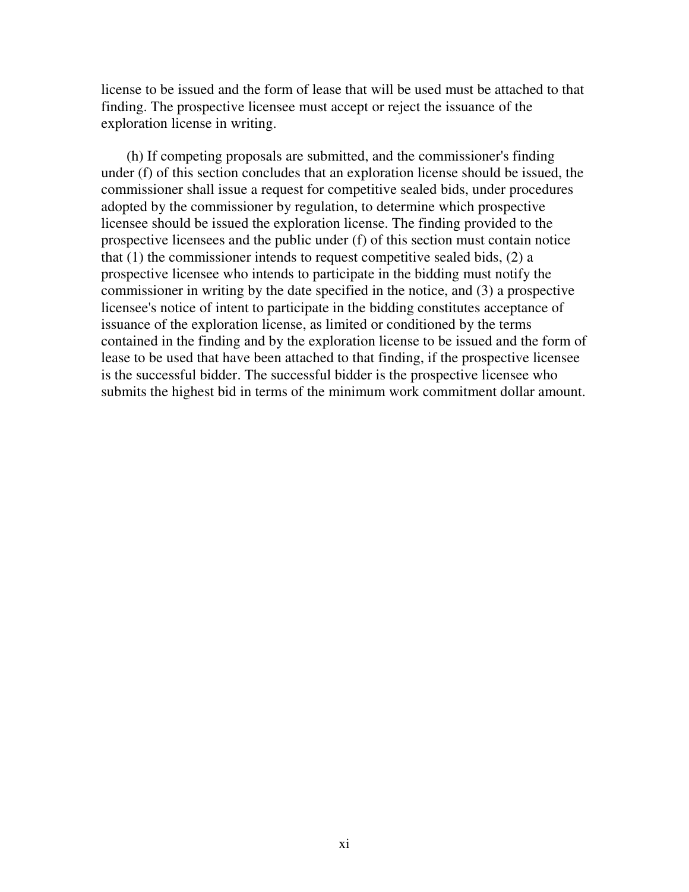license to be issued and the form of lease that will be used must be attached to that finding. The prospective licensee must accept or reject the issuance of the exploration license in writing.

(h) If competing proposals are submitted, and the commissioner's finding under (f) of this section concludes that an exploration license should be issued, the commissioner shall issue a request for competitive sealed bids, under procedures adopted by the commissioner by regulation, to determine which prospective licensee should be issued the exploration license. The finding provided to the prospective licensees and the public under (f) of this section must contain notice that (1) the commissioner intends to request competitive sealed bids, (2) a prospective licensee who intends to participate in the bidding must notify the commissioner in writing by the date specified in the notice, and (3) a prospective licensee's notice of intent to participate in the bidding constitutes acceptance of issuance of the exploration license, as limited or conditioned by the terms contained in the finding and by the exploration license to be issued and the form of lease to be used that have been attached to that finding, if the prospective licensee is the successful bidder. The successful bidder is the prospective licensee who submits the highest bid in terms of the minimum work commitment dollar amount.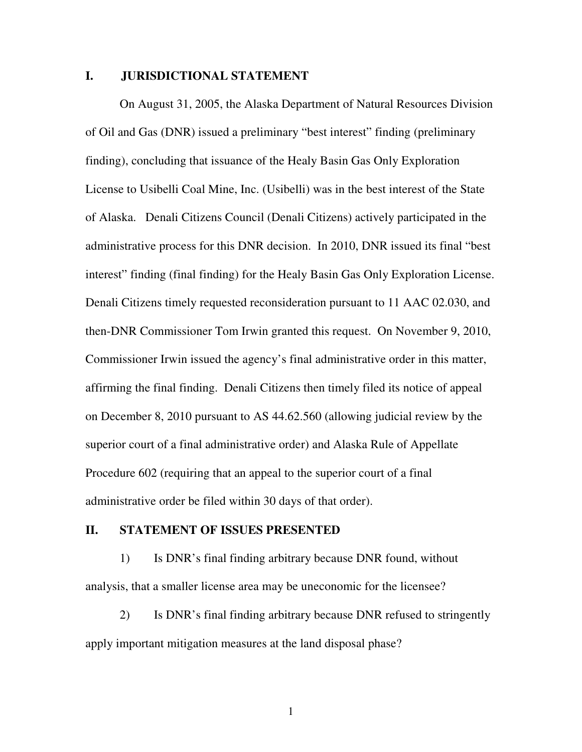## I. JURISDICTIONAL STATEMENT

On August 31, 2005, the Alaska Department of Natural Resources Division of Oil and Gas (DNR) issued a preliminary "best interest" finding (preliminary finding), concluding that issuance of the Healy Basin Gas Only Exploration License to Usibelli Coal Mine, Inc. (Usibelli) was in the best interest of the State of Alaska. Denali Citizens Council (Denali Citizens) actively participated in the administrative process for this DNR decision. In 2010, DNR issued its final "best interest" finding (final finding) for the Healy Basin Gas Only Exploration License. Denali Citizens timely requested reconsideration pursuant to 11 AAC 02.030, and then-DNR Commissioner Tom Irwin granted this request. On November 9, 2010, Commissioner Irwin issued the agency's final administrative order in this matter, affirming the final finding. Denali Citizens then timely filed its notice of appeal on December 8, 2010 pursuant to AS 44.62.560 (allowing judicial review by the superior court of a final administrative order) and Alaska Rule of Appellate Procedure 602 (requiring that an appeal to the superior court of a final administrative order be filed within 30 days of that order).

## II. STATEMENT OF ISSUES PRESENTED

1) Is DNR's final finding arbitrary because DNR found, without analysis, that a smaller license area may be uneconomic for the licensee?

2) Is DNR's final finding arbitrary because DNR refused to stringently apply important mitigation measures at the land disposal phase?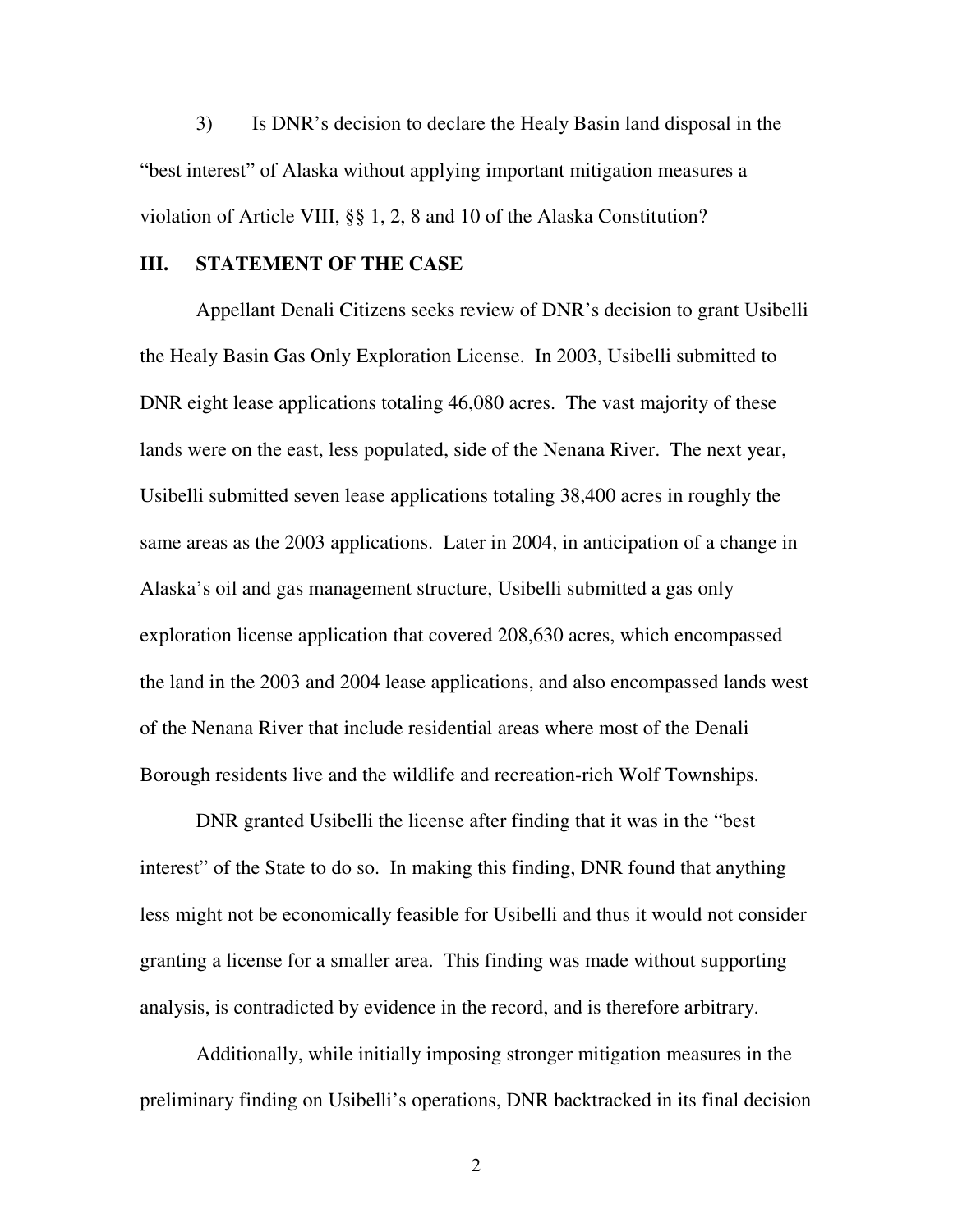3) Is DNR's decision to declare the Healy Basin land disposal in the "best interest" of Alaska without applying important mitigation measures a violation of Article VIII, §§ 1, 2, 8 and 10 of the Alaska Constitution?

## III. STATEMENT OF THE CASE

Appellant Denali Citizens seeks review of DNR's decision to grant Usibelli the Healy Basin Gas Only Exploration License. In 2003, Usibelli submitted to DNR eight lease applications totaling 46,080 acres. The vast majority of these lands were on the east, less populated, side of the Nenana River. The next year, Usibelli submitted seven lease applications totaling 38,400 acres in roughly the same areas as the 2003 applications. Later in 2004, in anticipation of a change in Alaska's oil and gas management structure, Usibelli submitted a gas only exploration license application that covered 208,630 acres, which encompassed the land in the 2003 and 2004 lease applications, and also encompassed lands west of the Nenana River that include residential areas where most of the Denali Borough residents live and the wildlife and recreation-rich Wolf Townships.

DNR granted Usibelli the license after finding that it was in the "best interest" of the State to do so. In making this finding, DNR found that anything less might not be economically feasible for Usibelli and thus it would not consider granting a license for a smaller area. This finding was made without supporting analysis, is contradicted by evidence in the record, and is therefore arbitrary.

Additionally, while initially imposing stronger mitigation measures in the preliminary finding on Usibelli's operations, DNR backtracked in its final decision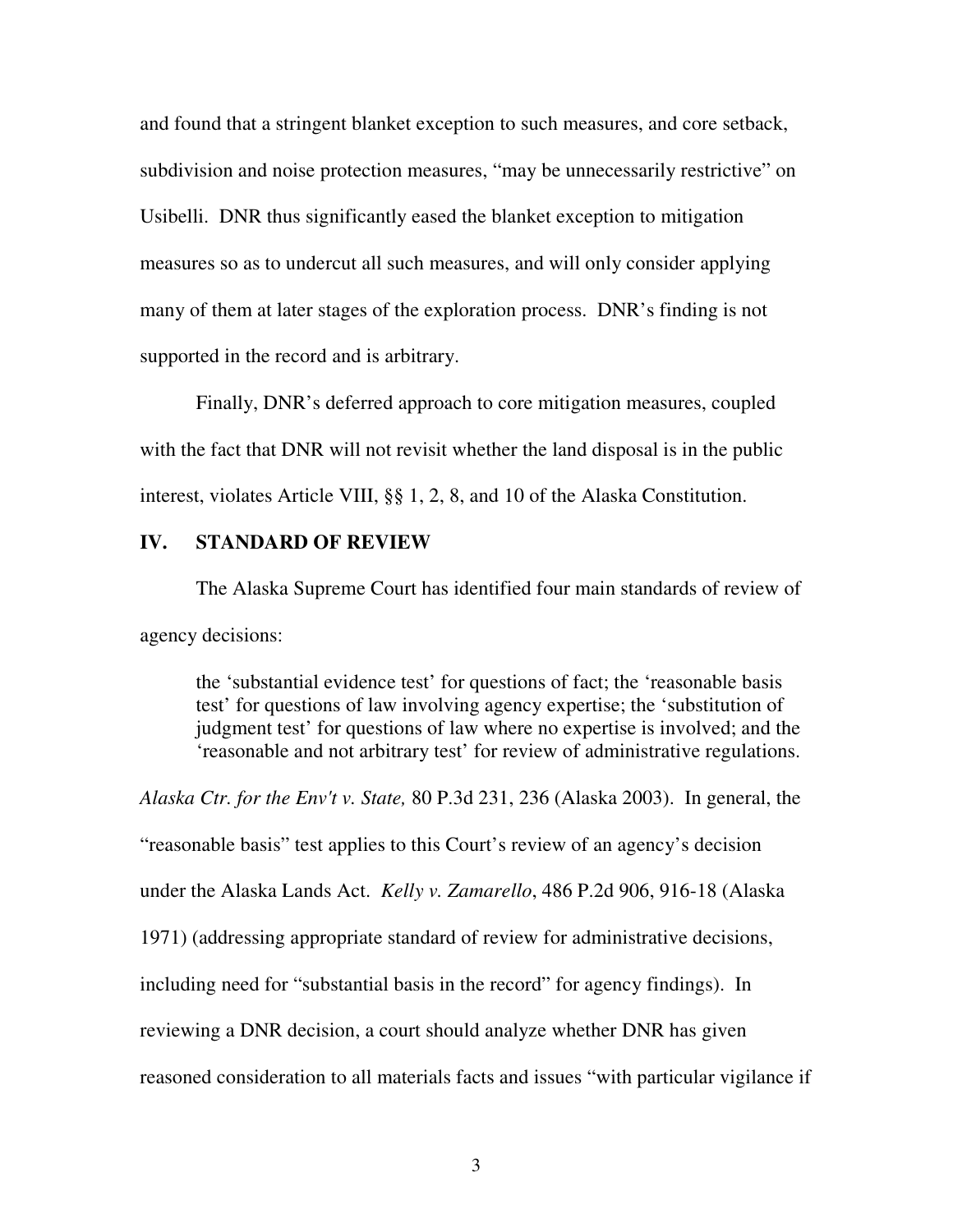and found that a stringent blanket exception to such measures, and core setback, subdivision and noise protection measures, "may be unnecessarily restrictive" on Usibelli. DNR thus significantly eased the blanket exception to mitigation measures so as to undercut all such measures, and will only consider applying many of them at later stages of the exploration process. DNR's finding is not supported in the record and is arbitrary.

Finally, DNR's deferred approach to core mitigation measures, coupled with the fact that DNR will not revisit whether the land disposal is in the public interest, violates Article VIII, §§ 1, 2, 8, and 10 of the Alaska Constitution.

## IV. STANDARD OF REVIEW

The Alaska Supreme Court has identified four main standards of review of agency decisions:

> the 'substantial evidence test' for questions of fact; the 'reasonable basis test' for questions of law involving agency expertise; the 'substitution of judgment test' for questions of law where no expertise is involved; and the 'reasonable and not arbitrary test' for review of administrative regulations.

*Alaska Ctr. for the Env't v. State,* 80 P.3d 231, 236 (Alaska 2003). In general, the "reasonable basis" test applies to this Court's review of an agency's decision under the Alaska Lands Act. *Kelly v. Zamarello*, 486 P.2d 906, 916-18 (Alaska 1971) (addressing appropriate standard of review for administrative decisions, including need for "substantial basis in the record" for agency findings). In reviewing a DNR decision, a court should analyze whether DNR has given reasoned consideration to all materials facts and issues "with particular vigilance if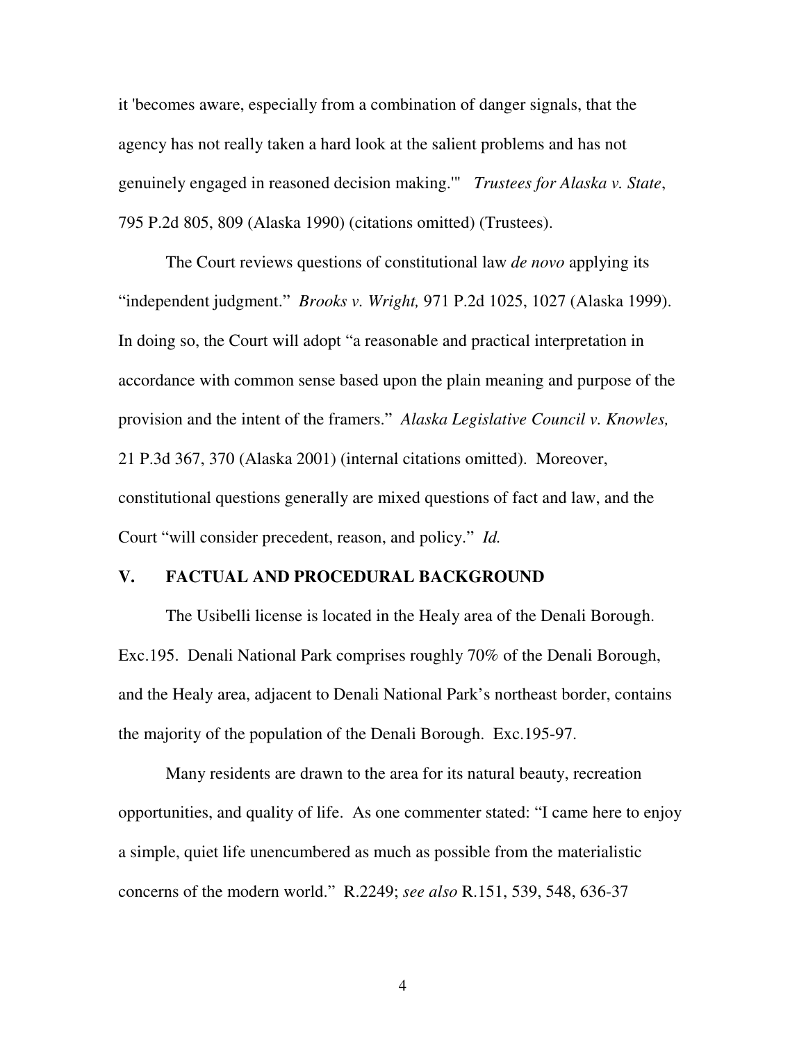it 'becomes aware, especially from a combination of danger signals, that the agency has not really taken a hard look at the salient problems and has not genuinely engaged in reasoned decision making.'" *Trustees for Alaska v. State*, 795 P.2d 805, 809 (Alaska 1990) (citations omitted) (Trustees).

The Court reviews questions of constitutional law *de novo* applying its "independent judgment." *Brooks v. Wright,* 971 P.2d 1025, 1027 (Alaska 1999). In doing so, the Court will adopt "a reasonable and practical interpretation in accordance with common sense based upon the plain meaning and purpose of the provision and the intent of the framers." *Alaska Legislative Council v. Knowles,* 21 P.3d 367, 370 (Alaska 2001) (internal citations omitted). Moreover, constitutional questions generally are mixed questions of fact and law, and the Court "will consider precedent, reason, and policy." *Id.*

## V. FACTUAL AND PROCEDURAL BACKGROUND

The Usibelli license is located in the Healy area of the Denali Borough. Exc.195. Denali National Park comprises roughly 70% of the Denali Borough, and the Healy area, adjacent to Denali National Park's northeast border, contains the majority of the population of the Denali Borough. Exc.195-97.

Many residents are drawn to the area for its natural beauty, recreation opportunities, and quality of life. As one commenter stated: "I came here to enjoy a simple, quiet life unencumbered as much as possible from the materialistic concerns of the modern world." R.2249; *see also* R.151, 539, 548, 636-37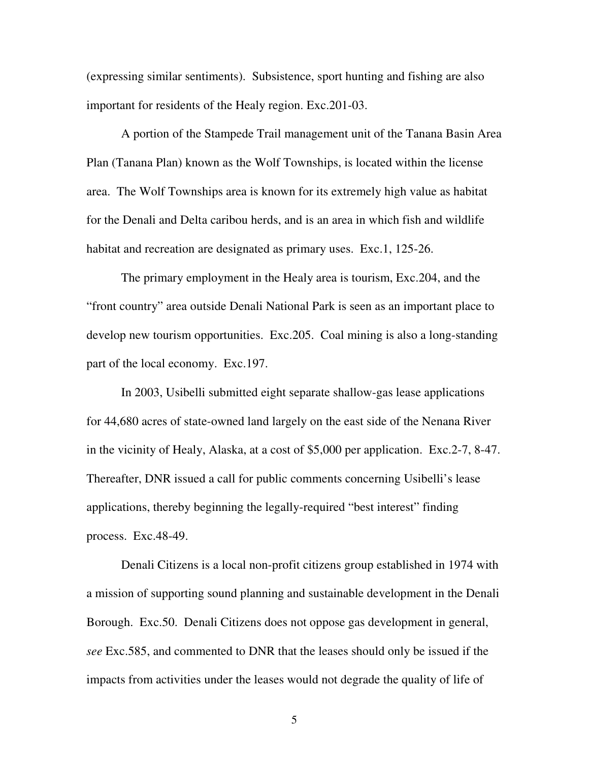(expressing similar sentiments). Subsistence, sport hunting and fishing are also important for residents of the Healy region. Exc.201-03.

A portion of the Stampede Trail management unit of the Tanana Basin Area Plan (Tanana Plan) known as the Wolf Townships, is located within the license area. The Wolf Townships area is known for its extremely high value as habitat for the Denali and Delta caribou herds, and is an area in which fish and wildlife habitat and recreation are designated as primary uses. Exc.1, 125-26.

The primary employment in the Healy area is tourism, Exc.204, and the "front country" area outside Denali National Park is seen as an important place to develop new tourism opportunities. Exc.205. Coal mining is also a long-standing part of the local economy. Exc.197.

In 2003, Usibelli submitted eight separate shallow-gas lease applications for 44,680 acres of state-owned land largely on the east side of the Nenana River in the vicinity of Healy, Alaska, at a cost of $5,000 per application. Exc.2-7, 8-47. Thereafter, DNR issued a call for public comments concerning Usibelli's lease applications, thereby beginning the legally-required "best interest" finding process. Exc.48-49.

Denali Citizens is a local non-profit citizens group established in 1974 with a mission of supporting sound planning and sustainable development in the Denali Borough. Exc.50. Denali Citizens does not oppose gas development in general, *see* Exc.585, and commented to DNR that the leases should only be issued if the impacts from activities under the leases would not degrade the quality of life of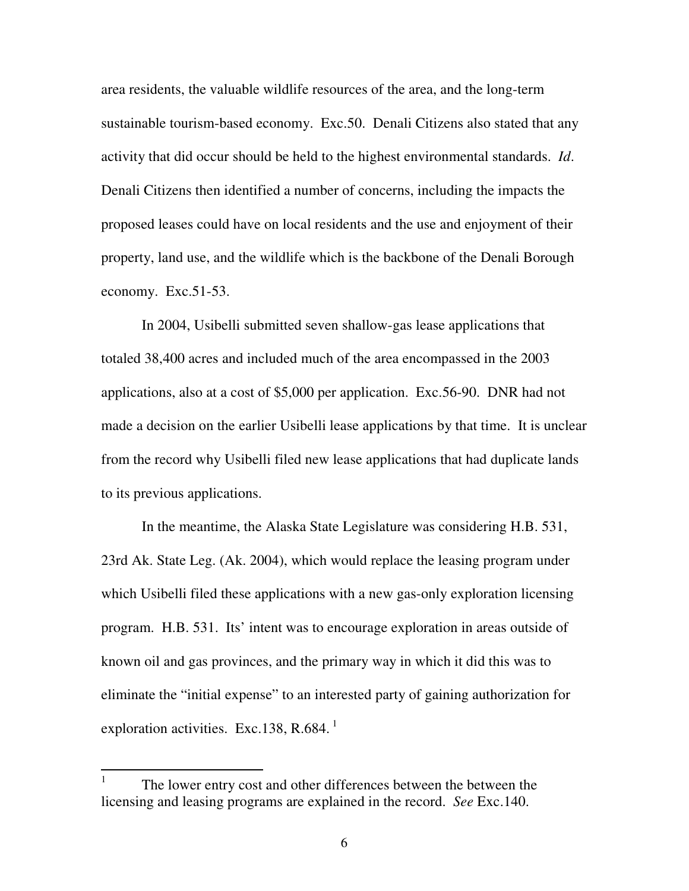area residents, the valuable wildlife resources of the area, and the long-term sustainable tourism-based economy. Exc.50. Denali Citizens also stated that any activity that did occur should be held to the highest environmental standards. *Id*. Denali Citizens then identified a number of concerns, including the impacts the proposed leases could have on local residents and the use and enjoyment of their property, land use, and the wildlife which is the backbone of the Denali Borough economy. Exc.51-53.

In 2004, Usibelli submitted seven shallow-gas lease applications that totaled 38,400 acres and included much of the area encompassed in the 2003 applications, also at a cost of $5,000 per application. Exc.56-90. DNR had not made a decision on the earlier Usibelli lease applications by that time. It is unclear from the record why Usibelli filed new lease applications that had duplicate lands to its previous applications.

In the meantime, the Alaska State Legislature was considering H.B. 531, 23rd Ak. State Leg. (Ak. 2004), which would replace the leasing program under which Usibelli filed these applications with a new gas-only exploration licensing program. H.B. 531. Its' intent was to encourage exploration in areas outside of known oil and gas provinces, and the primary way in which it did this was to eliminate the "initial expense" to an interested party of gaining authorization for exploration activities. Exc.138, R.684. [1]

---

[1] The lower entry cost and other differences between the between the licensing and leasing programs are explained in the record. *See* Exc.140.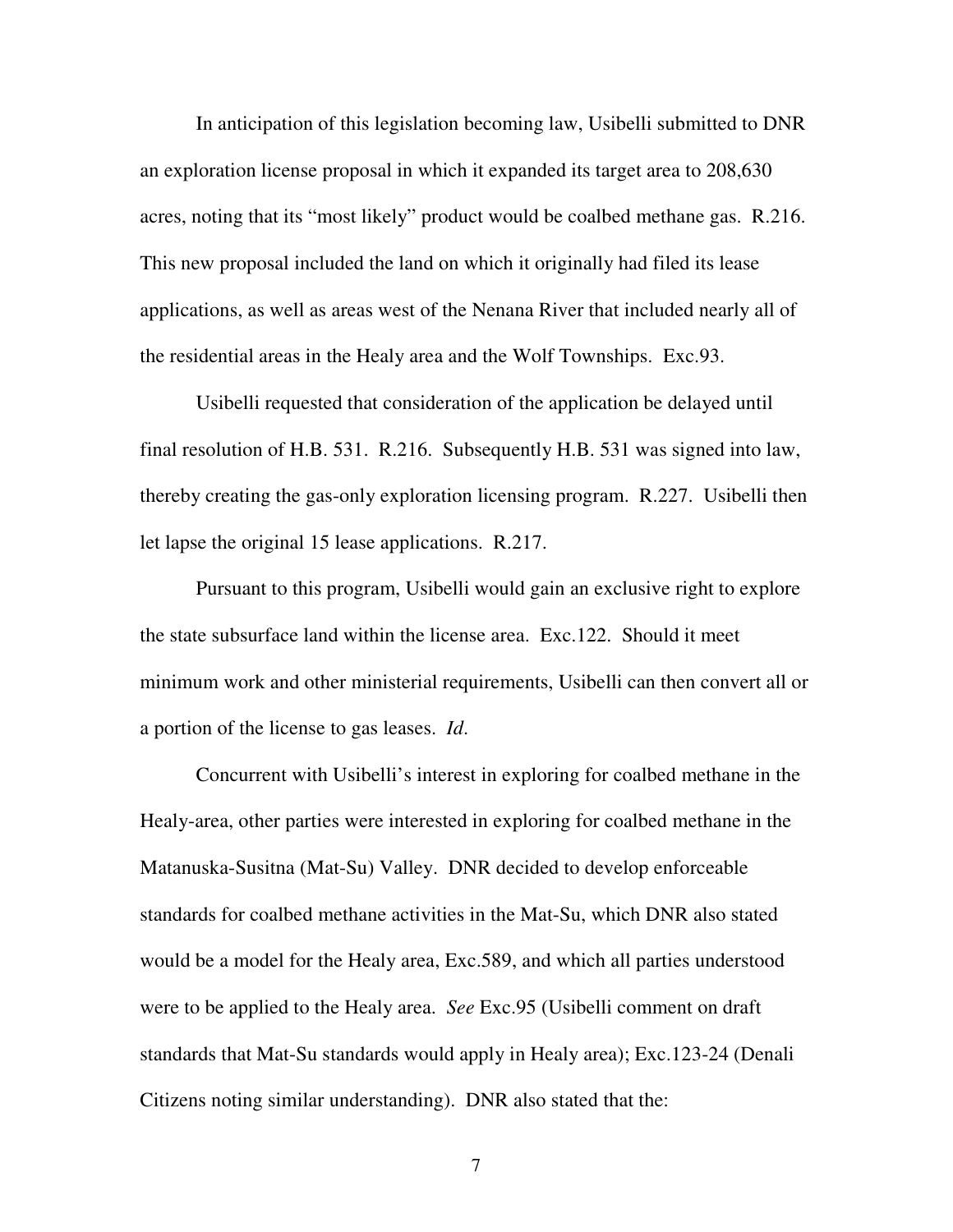In anticipation of this legislation becoming law, Usibelli submitted to DNR an exploration license proposal in which it expanded its target area to 208,630 acres, noting that its "most likely" product would be coalbed methane gas. R.216. This new proposal included the land on which it originally had filed its lease applications, as well as areas west of the Nenana River that included nearly all of the residential areas in the Healy area and the Wolf Townships. Exc.93.

Usibelli requested that consideration of the application be delayed until final resolution of H.B. 531. R.216. Subsequently H.B. 531 was signed into law, thereby creating the gas-only exploration licensing program. R.227. Usibelli then let lapse the original 15 lease applications. R.217.

Pursuant to this program, Usibelli would gain an exclusive right to explore the state subsurface land within the license area. Exc.122. Should it meet minimum work and other ministerial requirements, Usibelli can then convert all or a portion of the license to gas leases. *Id*.

Concurrent with Usibelli's interest in exploring for coalbed methane in the Healy-area, other parties were interested in exploring for coalbed methane in the Matanuska-Susitna (Mat-Su) Valley. DNR decided to develop enforceable standards for coalbed methane activities in the Mat-Su, which DNR also stated would be a model for the Healy area, Exc.589, and which all parties understood were to be applied to the Healy area. *See* Exc.95 (Usibelli comment on draft standards that Mat-Su standards would apply in Healy area); Exc.123-24 (Denali Citizens noting similar understanding). DNR also stated that the: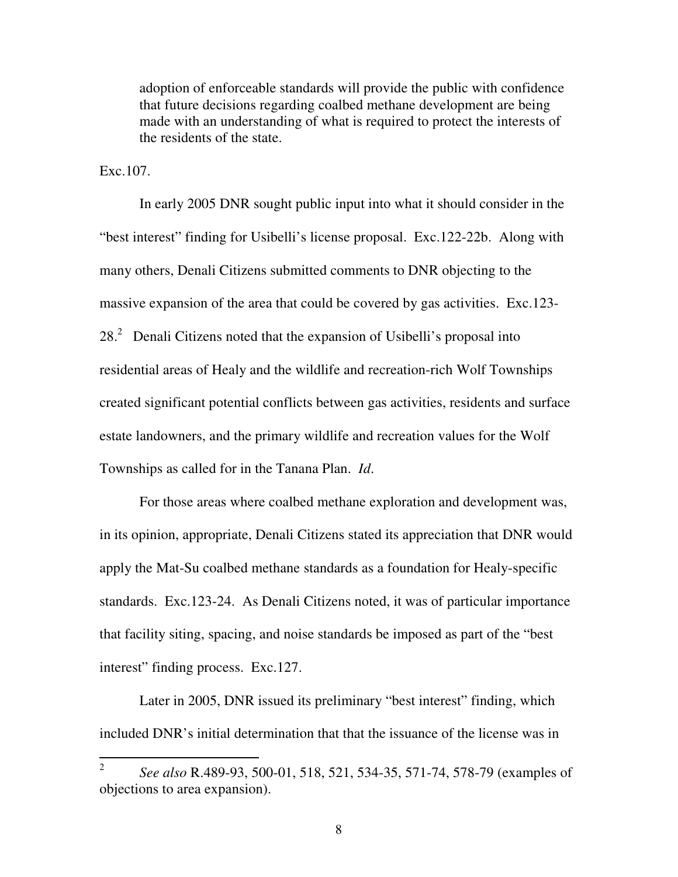> adoption of enforceable standards will provide the public with confidence that future decisions regarding coalbed methane development are being made with an understanding of what is required to protect the interests of the residents of the state.

Exc.107.

In early 2005 DNR sought public input into what it should consider in the "best interest" finding for Usibelli's license proposal. Exc.122-22b. Along with many others, Denali Citizens submitted comments to DNR objecting to the massive expansion of the area that could be covered by gas activities. Exc.123-28.[2] Denali Citizens noted that the expansion of Usibelli's proposal into residential areas of Healy and the wildlife and recreation-rich Wolf Townships created significant potential conflicts between gas activities, residents and surface estate landowners, and the primary wildlife and recreation values for the Wolf Townships as called for in the Tanana Plan. *Id*.

For those areas where coalbed methane exploration and development was, in its opinion, appropriate, Denali Citizens stated its appreciation that DNR would apply the Mat-Su coalbed methane standards as a foundation for Healy-specific standards. Exc.123-24. As Denali Citizens noted, it was of particular importance that facility siting, spacing, and noise standards be imposed as part of the "best interest" finding process. Exc.127.

Later in 2005, DNR issued its preliminary "best interest" finding, which included DNR's initial determination that that the issuance of the license was in

---

[2] *See also* R.489-93, 500-01, 518, 521, 534-35, 571-74, 578-79 (examples of objections to area expansion).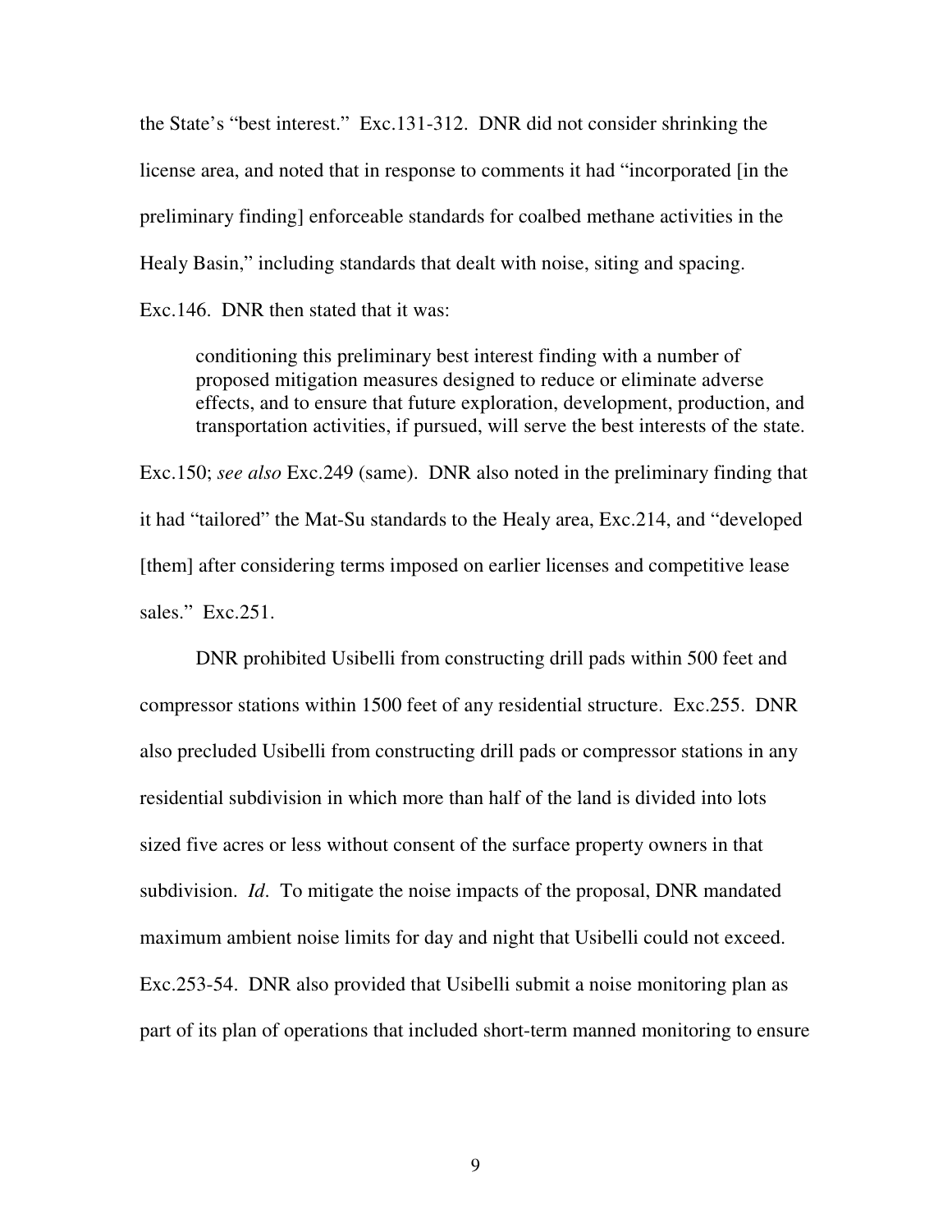the State's "best interest." Exc.131-312. DNR did not consider shrinking the license area, and noted that in response to comments it had "incorporated [in the preliminary finding] enforceable standards for coalbed methane activities in the Healy Basin," including standards that dealt with noise, siting and spacing. Exc.146. DNR then stated that it was:

> conditioning this preliminary best interest finding with a number of proposed mitigation measures designed to reduce or eliminate adverse effects, and to ensure that future exploration, development, production, and transportation activities, if pursued, will serve the best interests of the state.

Exc.150; *see also* Exc.249 (same). DNR also noted in the preliminary finding that it had "tailored" the Mat-Su standards to the Healy area, Exc.214, and "developed [them] after considering terms imposed on earlier licenses and competitive lease sales." Exc.251.

DNR prohibited Usibelli from constructing drill pads within 500 feet and compressor stations within 1500 feet of any residential structure. Exc.255. DNR also precluded Usibelli from constructing drill pads or compressor stations in any residential subdivision in which more than half of the land is divided into lots sized five acres or less without consent of the surface property owners in that subdivision. *Id*. To mitigate the noise impacts of the proposal, DNR mandated maximum ambient noise limits for day and night that Usibelli could not exceed. Exc.253-54. DNR also provided that Usibelli submit a noise monitoring plan as part of its plan of operations that included short-term manned monitoring to ensure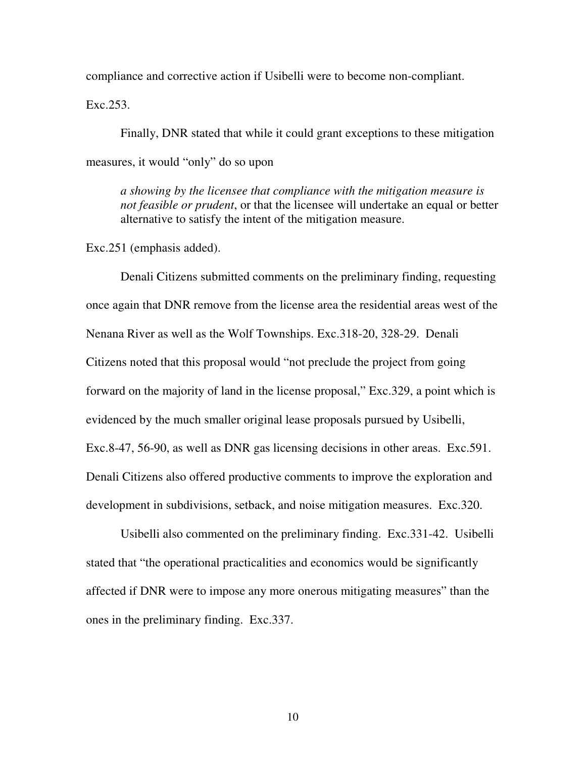compliance and corrective action if Usibelli were to become non-compliant. Exc.253.

Finally, DNR stated that while it could grant exceptions to these mitigation measures, it would "only" do so upon

> *a showing by the licensee that compliance with the mitigation measure is not feasible or prudent*, or that the licensee will undertake an equal or better alternative to satisfy the intent of the mitigation measure.

Exc.251 (emphasis added).

Denali Citizens submitted comments on the preliminary finding, requesting once again that DNR remove from the license area the residential areas west of the Nenana River as well as the Wolf Townships. Exc.318-20, 328-29. Denali Citizens noted that this proposal would "not preclude the project from going forward on the majority of land in the license proposal," Exc.329, a point which is evidenced by the much smaller original lease proposals pursued by Usibelli, Exc.8-47, 56-90, as well as DNR gas licensing decisions in other areas. Exc.591. Denali Citizens also offered productive comments to improve the exploration and development in subdivisions, setback, and noise mitigation measures. Exc.320.

Usibelli also commented on the preliminary finding. Exc.331-42. Usibelli stated that "the operational practicalities and economics would be significantly affected if DNR were to impose any more onerous mitigating measures" than the ones in the preliminary finding. Exc.337.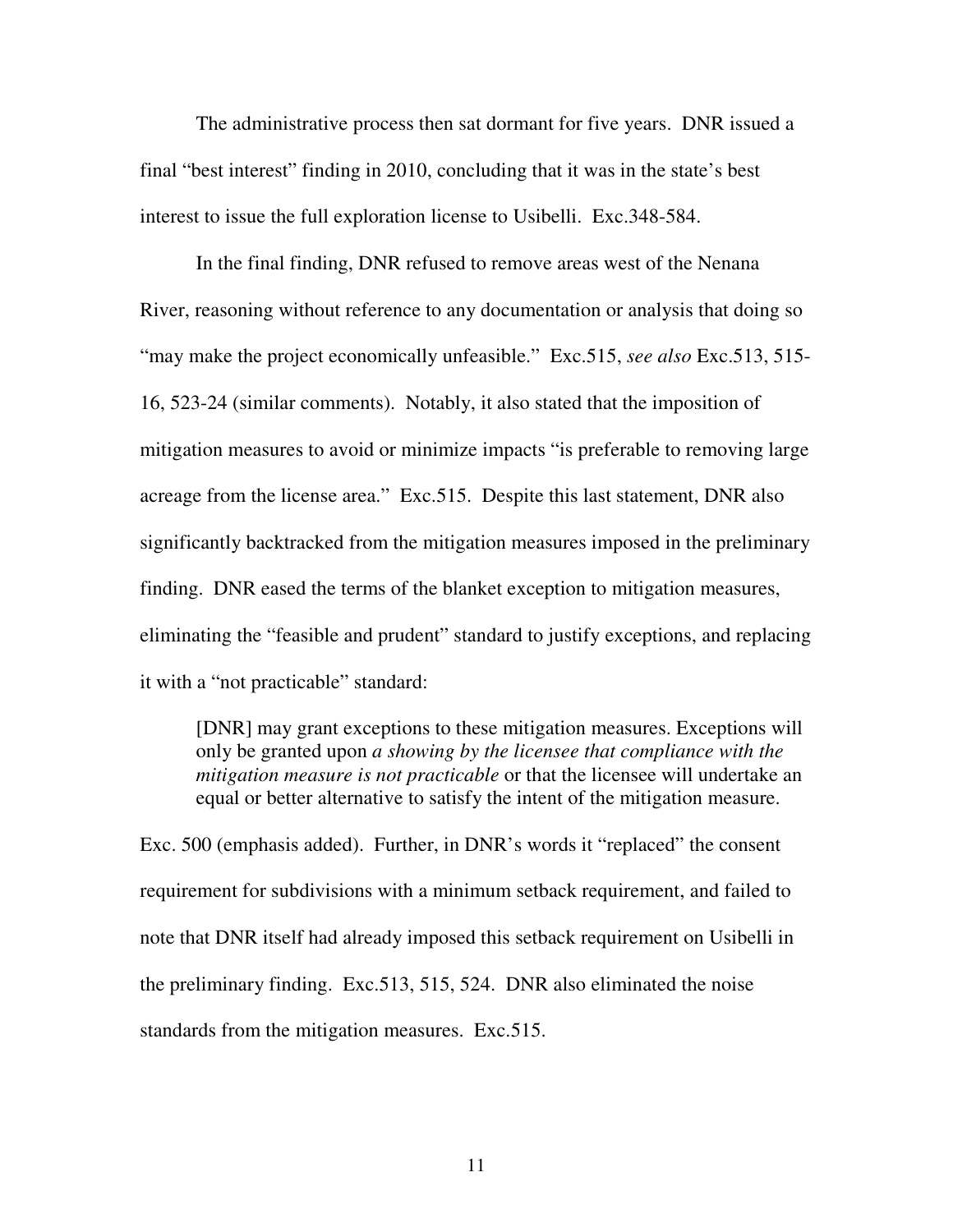The administrative process then sat dormant for five years. DNR issued a final "best interest" finding in 2010, concluding that it was in the state's best interest to issue the full exploration license to Usibelli. Exc.348-584.

In the final finding, DNR refused to remove areas west of the Nenana River, reasoning without reference to any documentation or analysis that doing so "may make the project economically unfeasible." Exc.515, *see also* Exc.513, 515-16, 523-24 (similar comments). Notably, it also stated that the imposition of mitigation measures to avoid or minimize impacts "is preferable to removing large acreage from the license area." Exc.515. Despite this last statement, DNR also significantly backtracked from the mitigation measures imposed in the preliminary finding. DNR eased the terms of the blanket exception to mitigation measures, eliminating the "feasible and prudent" standard to justify exceptions, and replacing it with a "not practicable" standard:

> [DNR] may grant exceptions to these mitigation measures. Exceptions will only be granted upon *a showing by the licensee that compliance with the mitigation measure is not practicable* or that the licensee will undertake an equal or better alternative to satisfy the intent of the mitigation measure.

Exc. 500 (emphasis added). Further, in DNR's words it "replaced" the consent requirement for subdivisions with a minimum setback requirement, and failed to note that DNR itself had already imposed this setback requirement on Usibelli in the preliminary finding. Exc.513, 515, 524. DNR also eliminated the noise standards from the mitigation measures. Exc.515.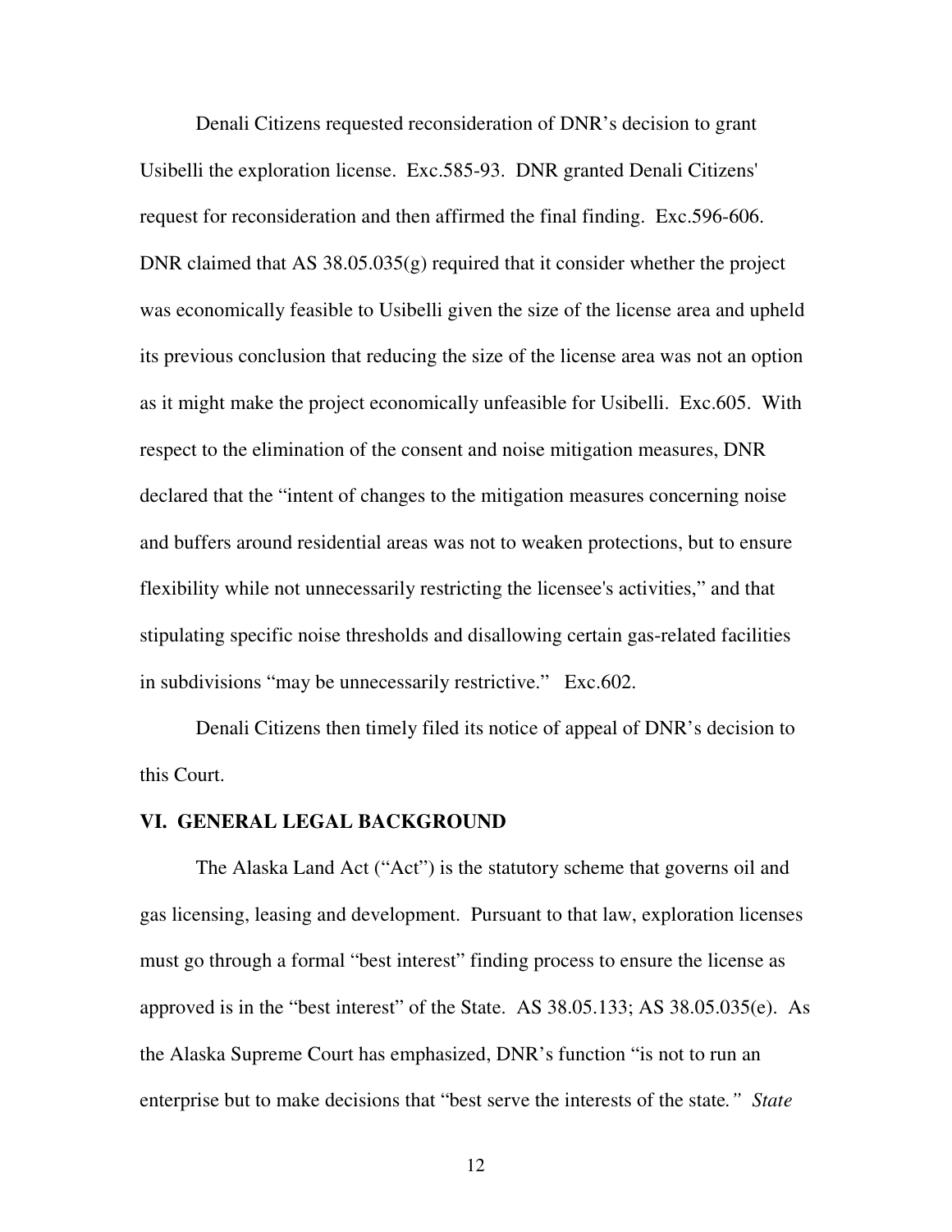Denali Citizens requested reconsideration of DNR's decision to grant Usibelli the exploration license. Exc.585-93. DNR granted Denali Citizens' request for reconsideration and then affirmed the final finding. Exc.596-606. DNR claimed that AS 38.05.035(g) required that it consider whether the project was economically feasible to Usibelli given the size of the license area and upheld its previous conclusion that reducing the size of the license area was not an option as it might make the project economically unfeasible for Usibelli. Exc.605. With respect to the elimination of the consent and noise mitigation measures, DNR declared that the "intent of changes to the mitigation measures concerning noise and buffers around residential areas was not to weaken protections, but to ensure flexibility while not unnecessarily restricting the licensee's activities," and that stipulating specific noise thresholds and disallowing certain gas-related facilities in subdivisions "may be unnecessarily restrictive." Exc.602.

Denali Citizens then timely filed its notice of appeal of DNR's decision to this Court.

## VI. GENERAL LEGAL BACKGROUND

The Alaska Land Act ("Act") is the statutory scheme that governs oil and gas licensing, leasing and development. Pursuant to that law, exploration licenses must go through a formal "best interest" finding process to ensure the license as approved is in the "best interest" of the State. AS 38.05.133; AS 38.05.035(e). As the Alaska Supreme Court has emphasized, DNR's function "is not to run an enterprise but to make decisions that "best serve the interests of the state*." State*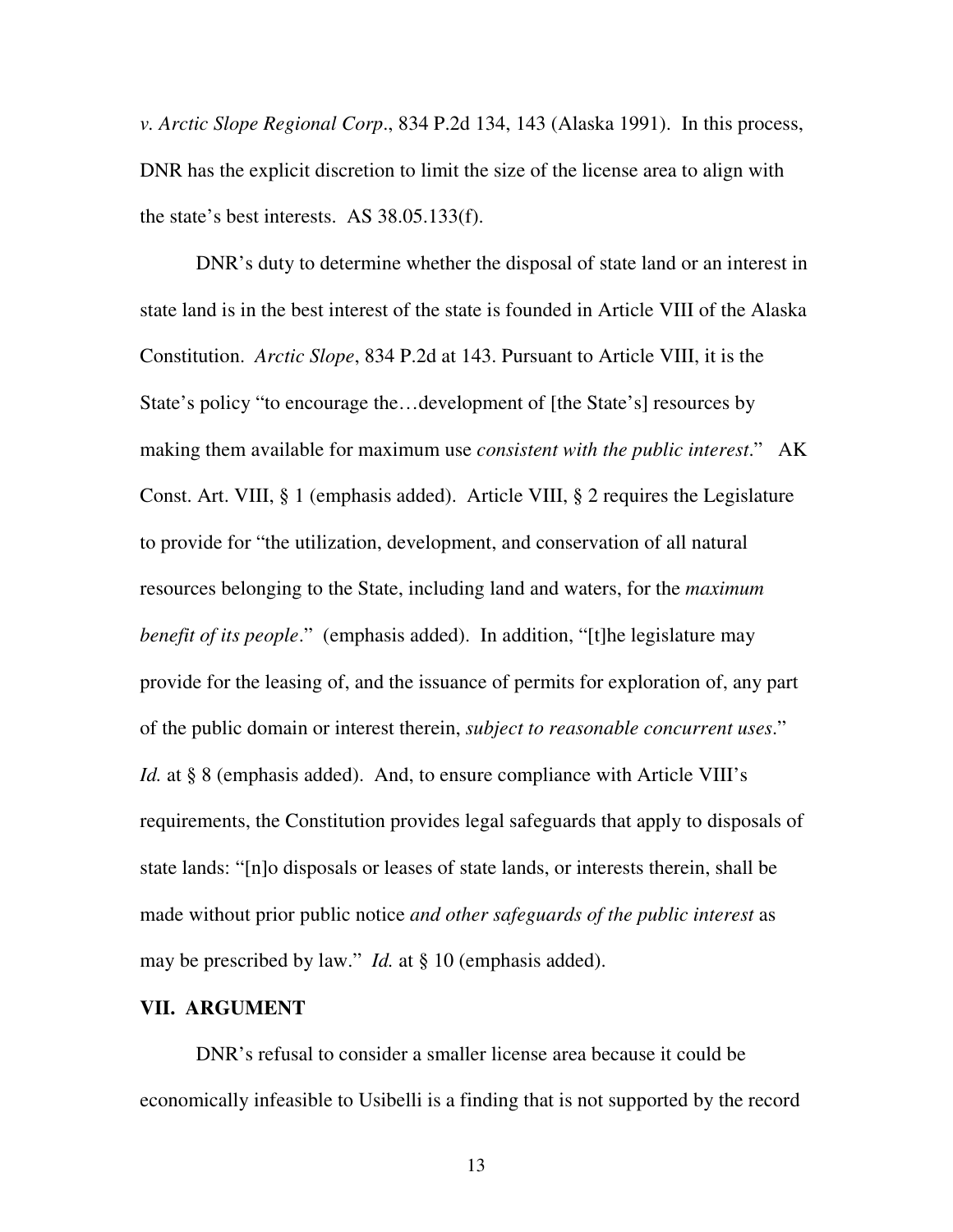*v. Arctic Slope Regional Corp*., 834 P.2d 134, 143 (Alaska 1991). In this process, DNR has the explicit discretion to limit the size of the license area to align with the state's best interests. AS 38.05.133(f).

DNR's duty to determine whether the disposal of state land or an interest in state land is in the best interest of the state is founded in Article VIII of the Alaska Constitution. *Arctic Slope*, 834 P.2d at 143. Pursuant to Article VIII, it is the State's policy "to encourage the…development of [the State's] resources by making them available for maximum use *consistent with the public interest*." AK Const. Art. VIII, § 1 (emphasis added). Article VIII, § 2 requires the Legislature to provide for "the utilization, development, and conservation of all natural resources belonging to the State, including land and waters, for the *maximum benefit of its people*." (emphasis added). In addition, "[t]he legislature may provide for the leasing of, and the issuance of permits for exploration of, any part of the public domain or interest therein, *subject to reasonable concurrent uses*." *Id.* at § 8 (emphasis added). And, to ensure compliance with Article VIII's requirements, the Constitution provides legal safeguards that apply to disposals of state lands: "[n]o disposals or leases of state lands, or interests therein, shall be made without prior public notice *and other safeguards of the public interest* as may be prescribed by law." *Id.* at § 10 (emphasis added).

## VII. ARGUMENT

DNR's refusal to consider a smaller license area because it could be economically infeasible to Usibelli is a finding that is not supported by the record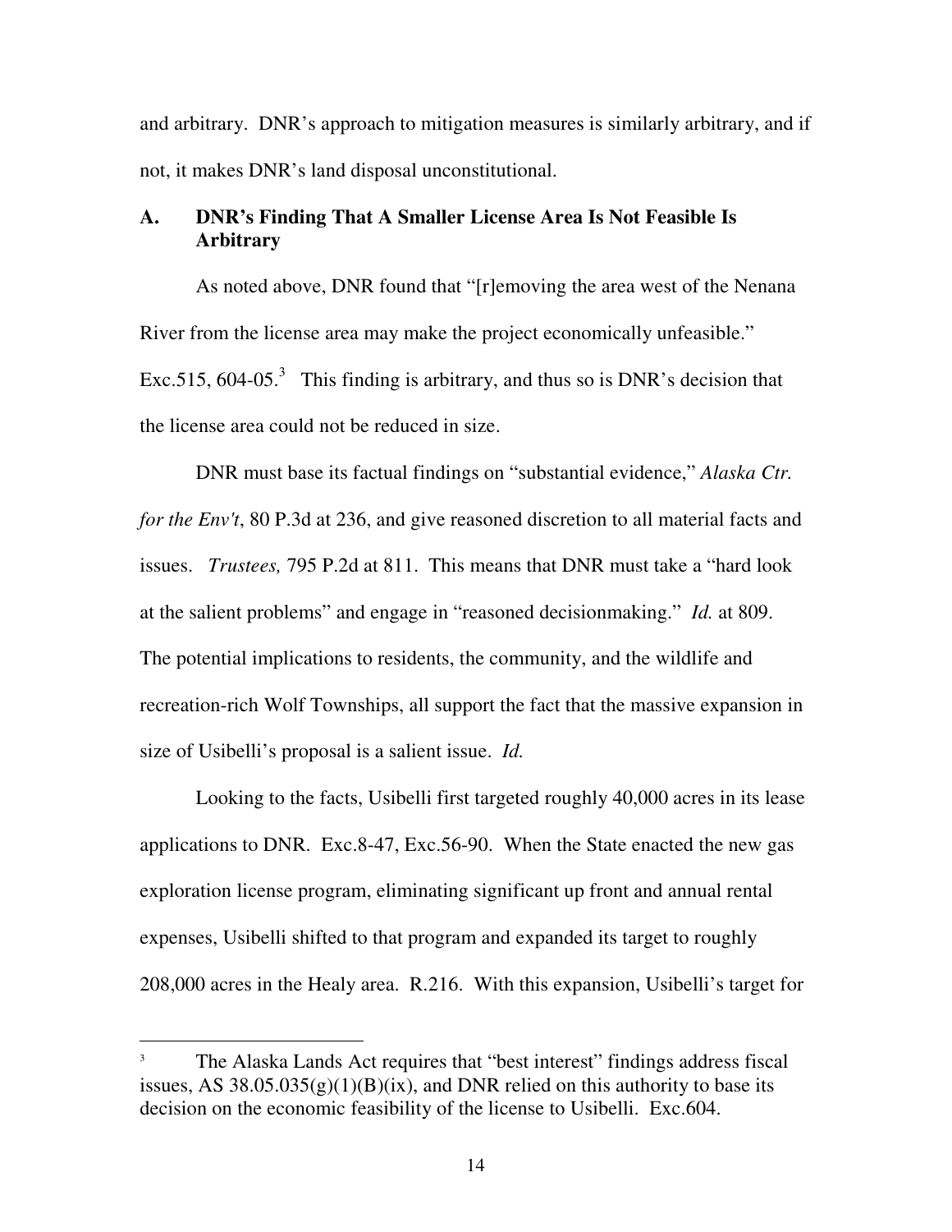and arbitrary. DNR's approach to mitigation measures is similarly arbitrary, and if not, it makes DNR's land disposal unconstitutional.

### A. DNR's Finding That A Smaller License Area Is Not Feasible Is Arbitrary

As noted above, DNR found that "[r]emoving the area west of the Nenana River from the license area may make the project economically unfeasible." Exc.515, 604-05.[3] This finding is arbitrary, and thus so is DNR's decision that the license area could not be reduced in size.

DNR must base its factual findings on "substantial evidence," *Alaska Ctr. for the Env't*, 80 P.3d at 236, and give reasoned discretion to all material facts and issues. *Trustees,* 795 P.2d at 811. This means that DNR must take a "hard look at the salient problems" and engage in "reasoned decisionmaking." *Id.* at 809. The potential implications to residents, the community, and the wildlife and recreation-rich Wolf Townships, all support the fact that the massive expansion in size of Usibelli's proposal is a salient issue. *Id.*

Looking to the facts, Usibelli first targeted roughly 40,000 acres in its lease applications to DNR. Exc.8-47, Exc.56-90. When the State enacted the new gas exploration license program, eliminating significant up front and annual rental expenses, Usibelli shifted to that program and expanded its target to roughly 208,000 acres in the Healy area. R.216. With this expansion, Usibelli's target for

---

[3] The Alaska Lands Act requires that "best interest" findings address fiscal issues, AS 38.05.035(g)(1)(B)(ix), and DNR relied on this authority to base its decision on the economic feasibility of the license to Usibelli. Exc.604.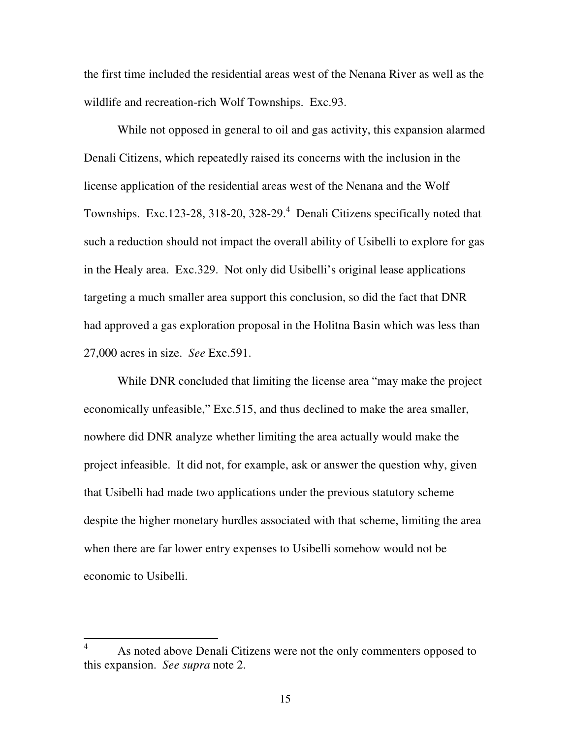the first time included the residential areas west of the Nenana River as well as the wildlife and recreation-rich Wolf Townships. Exc.93.

While not opposed in general to oil and gas activity, this expansion alarmed Denali Citizens, which repeatedly raised its concerns with the inclusion in the license application of the residential areas west of the Nenana and the Wolf Townships. Exc.123-28, 318-20, 328-29.[4] Denali Citizens specifically noted that such a reduction should not impact the overall ability of Usibelli to explore for gas in the Healy area. Exc.329. Not only did Usibelli's original lease applications targeting a much smaller area support this conclusion, so did the fact that DNR had approved a gas exploration proposal in the Holitna Basin which was less than 27,000 acres in size. *See* Exc.591.

While DNR concluded that limiting the license area "may make the project economically unfeasible," Exc.515, and thus declined to make the area smaller, nowhere did DNR analyze whether limiting the area actually would make the project infeasible. It did not, for example, ask or answer the question why, given that Usibelli had made two applications under the previous statutory scheme despite the higher monetary hurdles associated with that scheme, limiting the area when there are far lower entry expenses to Usibelli somehow would not be economic to Usibelli.

---

[4] As noted above Denali Citizens were not the only commenters opposed to this expansion. *See supra* note 2.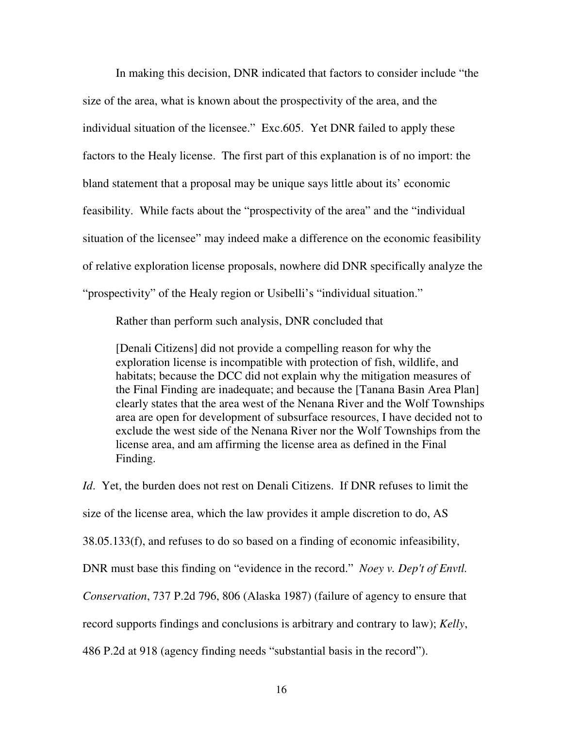In making this decision, DNR indicated that factors to consider include "the size of the area, what is known about the prospectivity of the area, and the individual situation of the licensee." Exc.605. Yet DNR failed to apply these factors to the Healy license. The first part of this explanation is of no import: the bland statement that a proposal may be unique says little about its' economic feasibility. While facts about the "prospectivity of the area" and the "individual situation of the licensee" may indeed make a difference on the economic feasibility of relative exploration license proposals, nowhere did DNR specifically analyze the "prospectivity" of the Healy region or Usibelli's "individual situation."

Rather than perform such analysis, DNR concluded that

> [Denali Citizens] did not provide a compelling reason for why the exploration license is incompatible with protection of fish, wildlife, and habitats; because the DCC did not explain why the mitigation measures of the Final Finding are inadequate; and because the [Tanana Basin Area Plan] clearly states that the area west of the Nenana River and the Wolf Townships area are open for development of subsurface resources, I have decided not to exclude the west side of the Nenana River nor the Wolf Townships from the license area, and am affirming the license area as defined in the Final Finding.

*Id*. Yet, the burden does not rest on Denali Citizens. If DNR refuses to limit the size of the license area, which the law provides it ample discretion to do, AS 38.05.133(f), and refuses to do so based on a finding of economic infeasibility, DNR must base this finding on "evidence in the record." *Noey v. Dep't of Envtl. Conservation*, 737 P.2d 796, 806 (Alaska 1987) (failure of agency to ensure that record supports findings and conclusions is arbitrary and contrary to law); *Kelly*, 486 P.2d at 918 (agency finding needs "substantial basis in the record").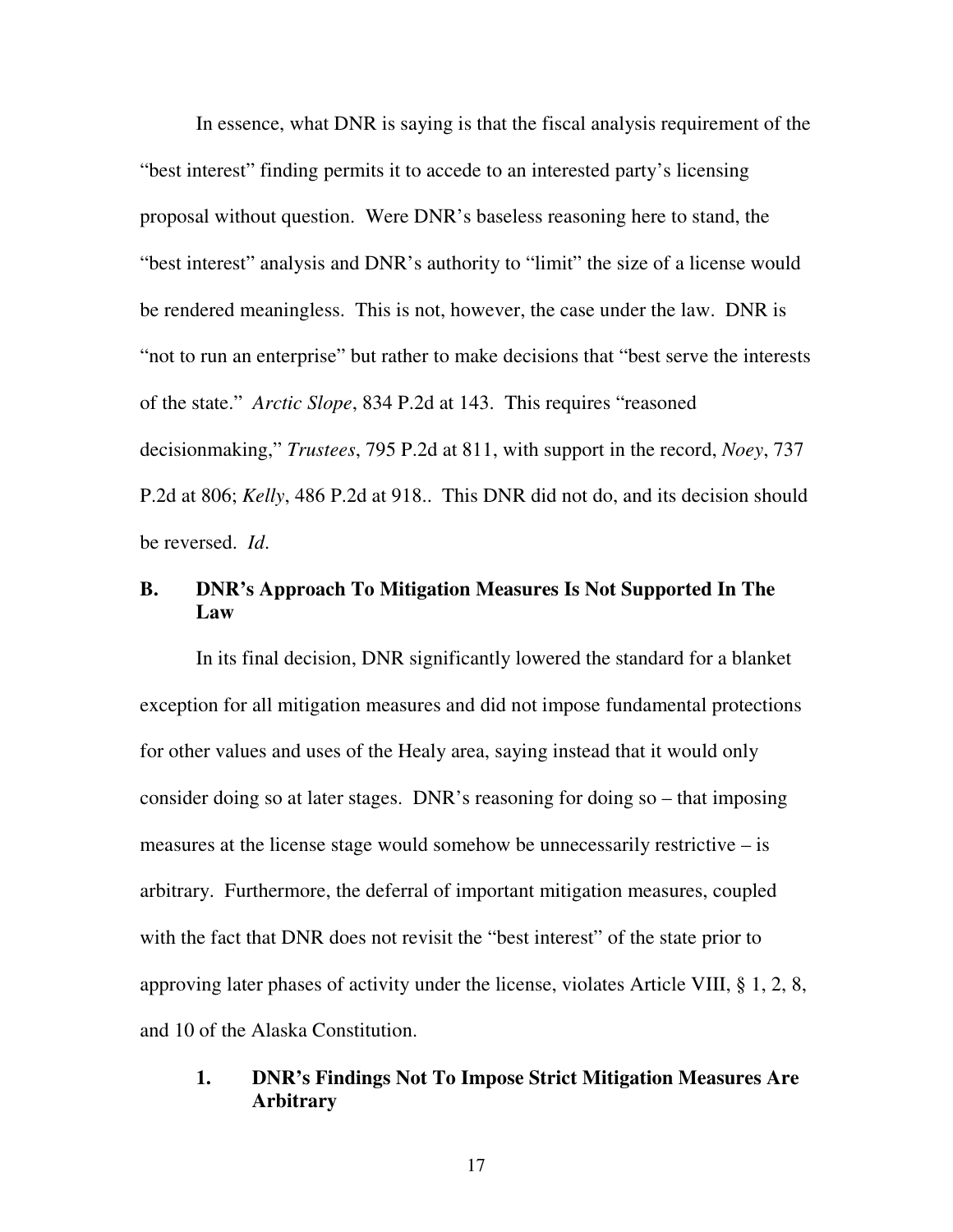In essence, what DNR is saying is that the fiscal analysis requirement of the "best interest" finding permits it to accede to an interested party's licensing proposal without question. Were DNR's baseless reasoning here to stand, the "best interest" analysis and DNR's authority to "limit" the size of a license would be rendered meaningless. This is not, however, the case under the law. DNR is "not to run an enterprise" but rather to make decisions that "best serve the interests of the state." *Arctic Slope*, 834 P.2d at 143. This requires "reasoned decisionmaking," *Trustees*, 795 P.2d at 811, with support in the record, *Noey*, 737 P.2d at 806; *Kelly*, 486 P.2d at 918.. This DNR did not do, and its decision should be reversed. *Id*.

## B. DNR's Approach To Mitigation Measures Is Not Supported In The Law

In its final decision, DNR significantly lowered the standard for a blanket exception for all mitigation measures and did not impose fundamental protections for other values and uses of the Healy area, saying instead that it would only consider doing so at later stages. DNR's reasoning for doing so – that imposing measures at the license stage would somehow be unnecessarily restrictive – is arbitrary. Furthermore, the deferral of important mitigation measures, coupled with the fact that DNR does not revisit the "best interest" of the state prior to approving later phases of activity under the license, violates Article VIII, § 1, 2, 8, and 10 of the Alaska Constitution.

### 1. DNR's Findings Not To Impose Strict Mitigation Measures Are Arbitrary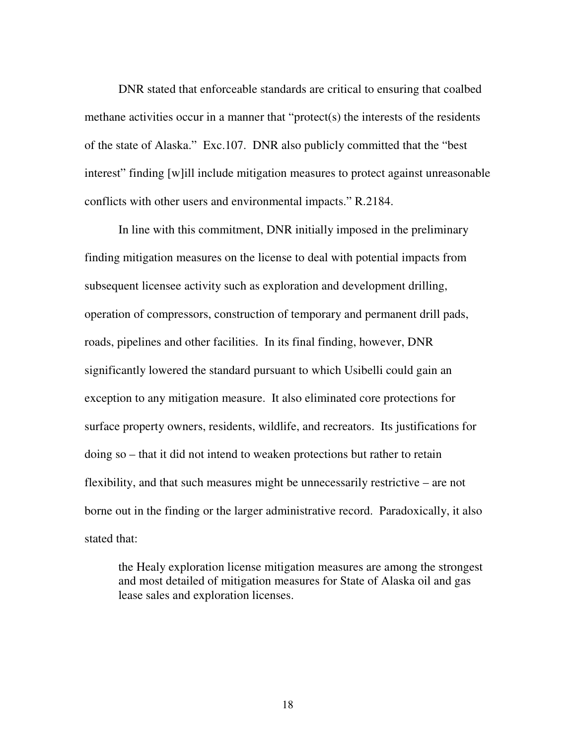DNR stated that enforceable standards are critical to ensuring that coalbed methane activities occur in a manner that "protect(s) the interests of the residents of the state of Alaska." Exc.107. DNR also publicly committed that the "best interest" finding [w]ill include mitigation measures to protect against unreasonable conflicts with other users and environmental impacts." R.2184.

In line with this commitment, DNR initially imposed in the preliminary finding mitigation measures on the license to deal with potential impacts from subsequent licensee activity such as exploration and development drilling, operation of compressors, construction of temporary and permanent drill pads, roads, pipelines and other facilities. In its final finding, however, DNR significantly lowered the standard pursuant to which Usibelli could gain an exception to any mitigation measure. It also eliminated core protections for surface property owners, residents, wildlife, and recreators. Its justifications for doing so – that it did not intend to weaken protections but rather to retain flexibility, and that such measures might be unnecessarily restrictive – are not borne out in the finding or the larger administrative record. Paradoxically, it also stated that:

> the Healy exploration license mitigation measures are among the strongest and most detailed of mitigation measures for State of Alaska oil and gas lease sales and exploration licenses.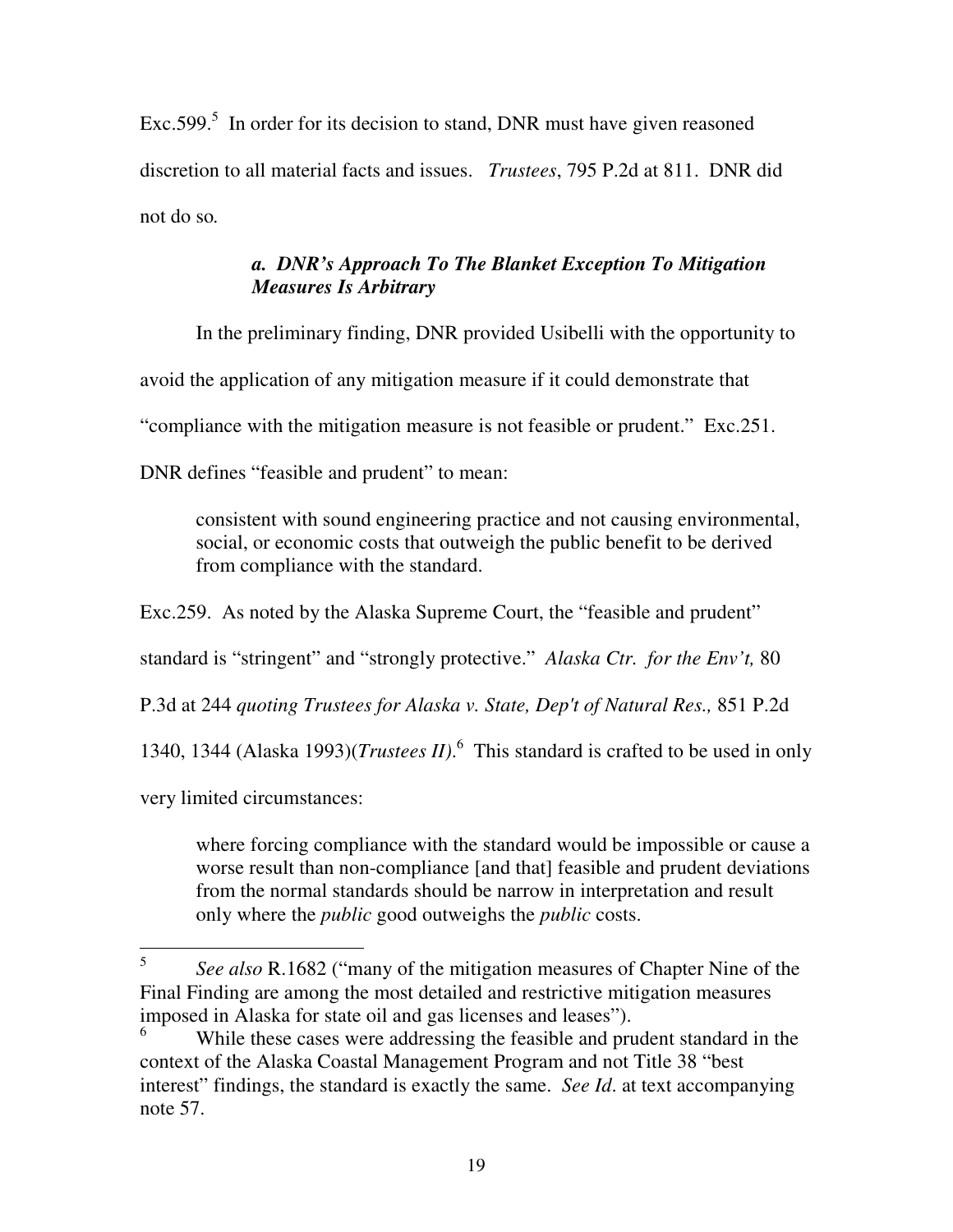Exc.599.[5] In order for its decision to stand, DNR must have given reasoned discretion to all material facts and issues. *Trustees*, 795 P.2d at 811. DNR did not do so.

### *a. DNR's Approach To The Blanket Exception To Mitigation Measures Is Arbitrary*

In the preliminary finding, DNR provided Usibelli with the opportunity to avoid the application of any mitigation measure if it could demonstrate that "compliance with the mitigation measure is not feasible or prudent." Exc.251. DNR defines "feasible and prudent" to mean:

> consistent with sound engineering practice and not causing environmental, social, or economic costs that outweigh the public benefit to be derived from compliance with the standard.

Exc.259. As noted by the Alaska Supreme Court, the "feasible and prudent" standard is "stringent" and "strongly protective." *Alaska Ctr. for the Env't,* 80 P.3d at 244 *quoting Trustees for Alaska v. State, Dep't of Natural Res.,* 851 P.2d 1340, 1344 (Alaska 1993)(*Trustees II)*.[6] This standard is crafted to be used in only very limited circumstances:

> where forcing compliance with the standard would be impossible or cause a worse result than non-compliance [and that] feasible and prudent deviations from the normal standards should be narrow in interpretation and result only where the *public* good outweighs the *public* costs.

---

[5] *See also* R.1682 ("many of the mitigation measures of Chapter Nine of the Final Finding are among the most detailed and restrictive mitigation measures imposed in Alaska for state oil and gas licenses and leases").

[6] While these cases were addressing the feasible and prudent standard in the context of the Alaska Coastal Management Program and not Title 38 "best interest" findings, the standard is exactly the same. *See Id.* at text accompanying note 57.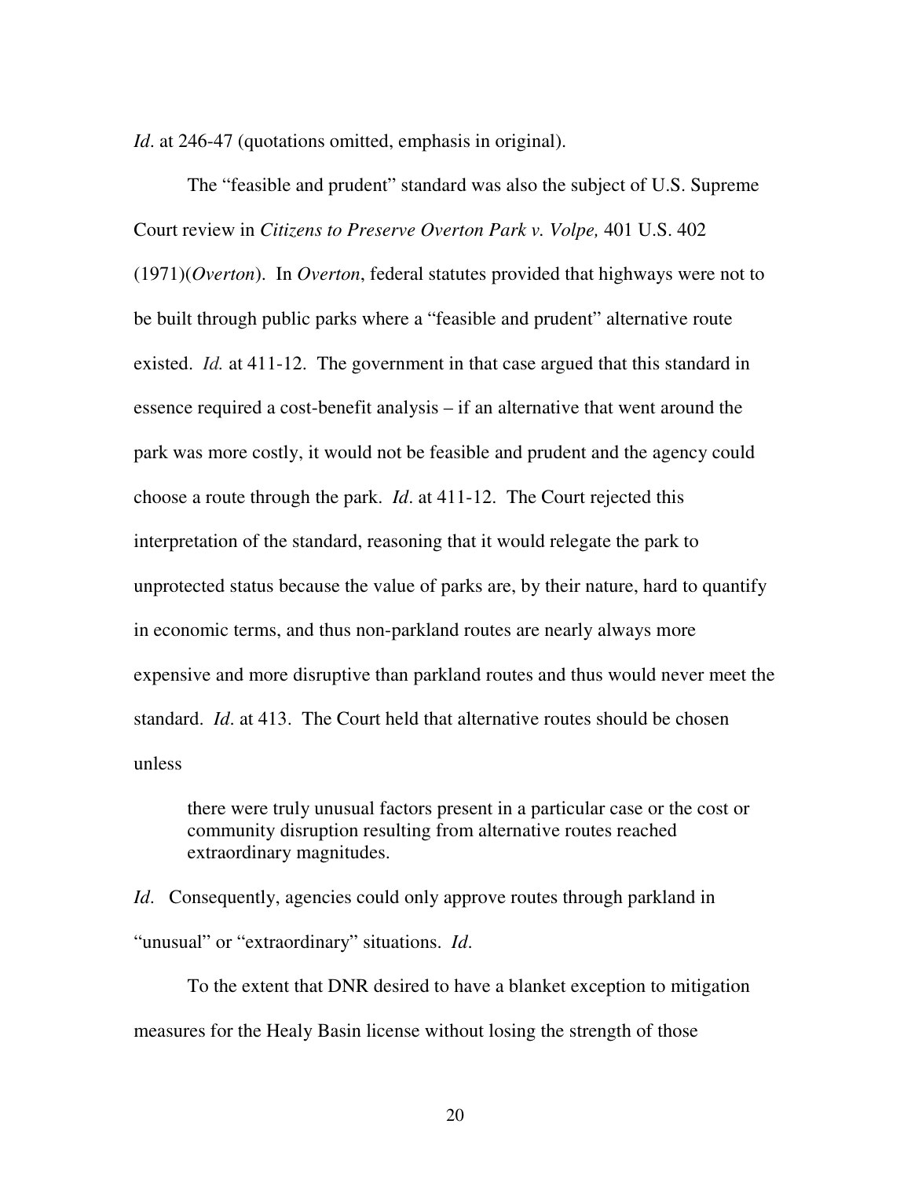*Id*. at 246-47 (quotations omitted, emphasis in original).

The "feasible and prudent" standard was also the subject of U.S. Supreme Court review in *Citizens to Preserve Overton Park v. Volpe,* 401 U.S. 402 (1971)(*Overton*). In *Overton*, federal statutes provided that highways were not to be built through public parks where a "feasible and prudent" alternative route existed. *Id.* at 411-12. The government in that case argued that this standard in essence required a cost-benefit analysis – if an alternative that went around the park was more costly, it would not be feasible and prudent and the agency could choose a route through the park. *Id*. at 411-12. The Court rejected this interpretation of the standard, reasoning that it would relegate the park to unprotected status because the value of parks are, by their nature, hard to quantify in economic terms, and thus non-parkland routes are nearly always more expensive and more disruptive than parkland routes and thus would never meet the standard. *Id*. at 413. The Court held that alternative routes should be chosen unless

> there were truly unusual factors present in a particular case or the cost or community disruption resulting from alternative routes reached extraordinary magnitudes.

*Id*. Consequently, agencies could only approve routes through parkland in "unusual" or "extraordinary" situations. *Id*.

To the extent that DNR desired to have a blanket exception to mitigation measures for the Healy Basin license without losing the strength of those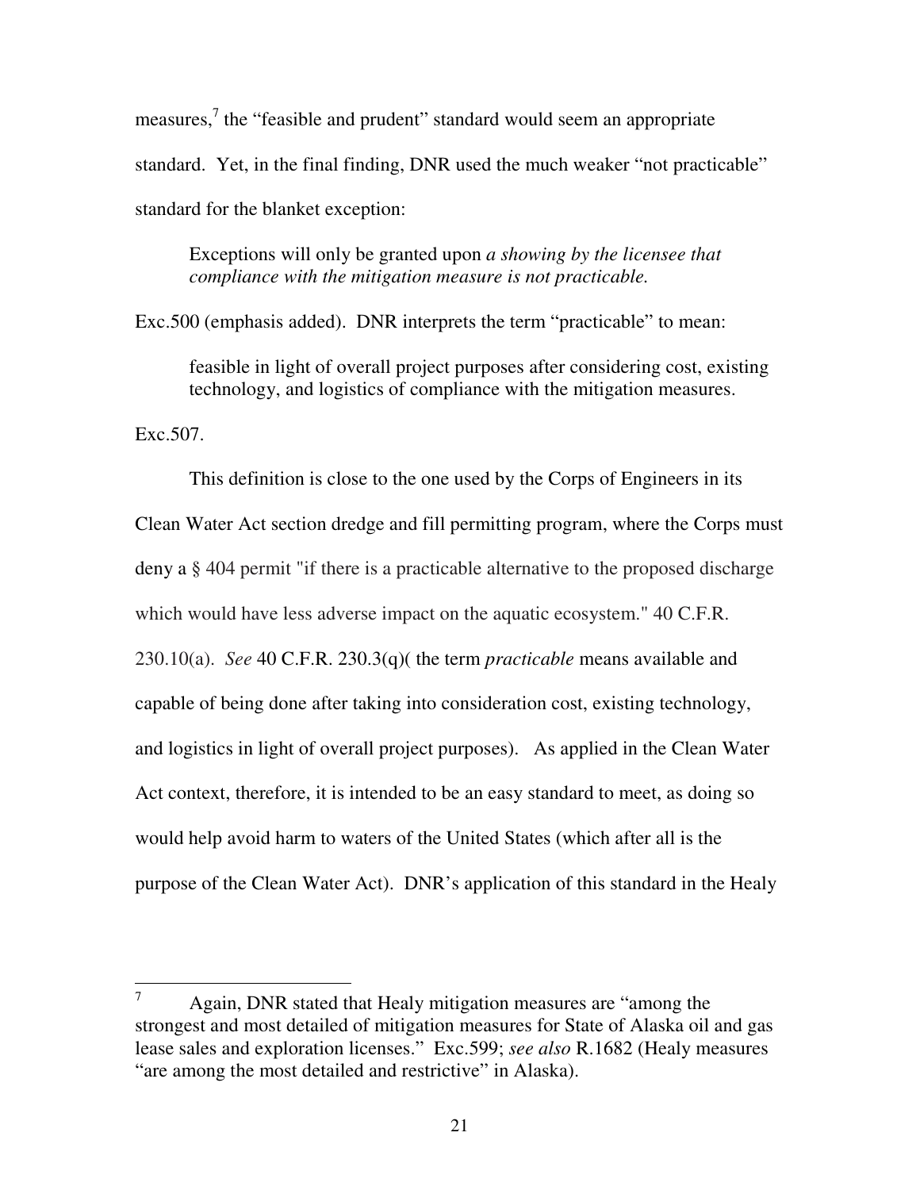measures,[7] the "feasible and prudent" standard would seem an appropriate standard. Yet, in the final finding, DNR used the much weaker "not practicable" standard for the blanket exception:

> Exceptions will only be granted upon *a showing by the licensee that compliance with the mitigation measure is not practicable.*

Exc.500 (emphasis added). DNR interprets the term "practicable" to mean:

> feasible in light of overall project purposes after considering cost, existing technology, and logistics of compliance with the mitigation measures.

Exc.507.

This definition is close to the one used by the Corps of Engineers in its Clean Water Act section dredge and fill permitting program, where the Corps must deny a § 404 permit "if there is a practicable alternative to the proposed discharge which would have less adverse impact on the aquatic ecosystem." 40 C.F.R. 230.10(a). *See* 40 C.F.R. 230.3(q)( the term *practicable* means available and capable of being done after taking into consideration cost, existing technology, and logistics in light of overall project purposes). As applied in the Clean Water Act context, therefore, it is intended to be an easy standard to meet, as doing so would help avoid harm to waters of the United States (which after all is the purpose of the Clean Water Act). DNR's application of this standard in the Healy

---

[7] Again, DNR stated that Healy mitigation measures are "among the strongest and most detailed of mitigation measures for State of Alaska oil and gas lease sales and exploration licenses." Exc.599; *see also* R.1682 (Healy measures "are among the most detailed and restrictive" in Alaska).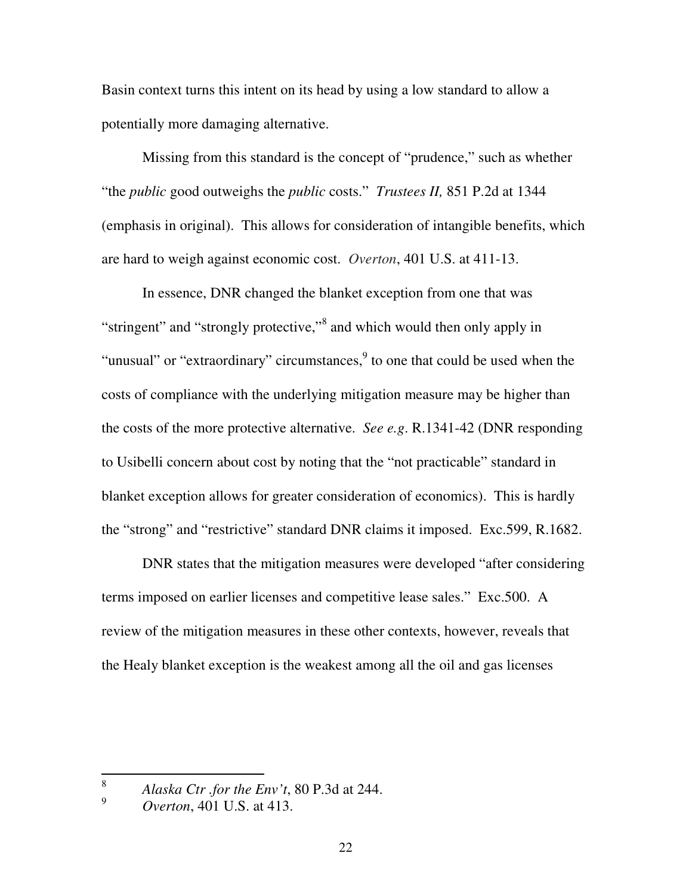Basin context turns this intent on its head by using a low standard to allow a potentially more damaging alternative.

Missing from this standard is the concept of "prudence," such as whether "the *public* good outweighs the *public* costs." *Trustees II,* 851 P.2d at 1344 (emphasis in original). This allows for consideration of intangible benefits, which are hard to weigh against economic cost. *Overton*, 401 U.S. at 411-13.

In essence, DNR changed the blanket exception from one that was "stringent" and "strongly protective,"[8] and which would then only apply in "unusual" or "extraordinary" circumstances,[9] to one that could be used when the costs of compliance with the underlying mitigation measure may be higher than the costs of the more protective alternative. *See e.g*. R.1341-42 (DNR responding to Usibelli concern about cost by noting that the "not practicable" standard in blanket exception allows for greater consideration of economics). This is hardly the "strong" and "restrictive" standard DNR claims it imposed. Exc.599, R.1682.

DNR states that the mitigation measures were developed "after considering terms imposed on earlier licenses and competitive lease sales." Exc.500. A review of the mitigation measures in these other contexts, however, reveals that the Healy blanket exception is the weakest among all the oil and gas licenses

---

[8] *Alaska Ctr .for the Env't*, 80 P.3d at 244.

[9] *Overton*, 401 U.S. at 413.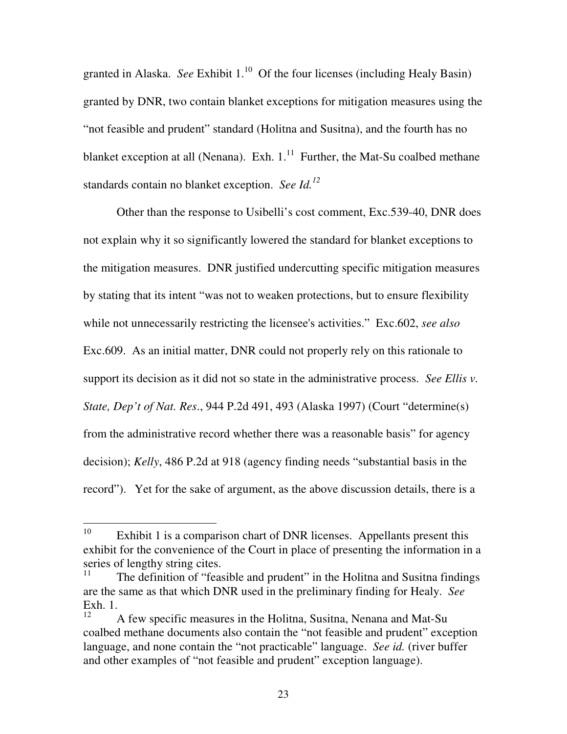granted in Alaska. *See* Exhibit 1.[10] Of the four licenses (including Healy Basin) granted by DNR, two contain blanket exceptions for mitigation measures using the "not feasible and prudent" standard (Holitna and Susitna), and the fourth has no blanket exception at all (Nenana). Exh. 1.[11] Further, the Mat-Su coalbed methane standards contain no blanket exception. *See Id.[12]*

Other than the response to Usibelli's cost comment, Exc.539-40, DNR does not explain why it so significantly lowered the standard for blanket exceptions to the mitigation measures. DNR justified undercutting specific mitigation measures by stating that its intent "was not to weaken protections, but to ensure flexibility while not unnecessarily restricting the licensee's activities." Exc.602, *see also* Exc.609. As an initial matter, DNR could not properly rely on this rationale to support its decision as it did not so state in the administrative process. *See Ellis v. State, Dep't of Nat. Res.*, 944 P.2d 491, 493 (Alaska 1997) (Court "determine(s) from the administrative record whether there was a reasonable basis" for agency decision); *Kelly*, 486 P.2d at 918 (agency finding needs "substantial basis in the record"). Yet for the sake of argument, as the above discussion details, there is a

---

[10] Exhibit 1 is a comparison chart of DNR licenses. Appellants present this exhibit for the convenience of the Court in place of presenting the information in a series of lengthy string cites.

[11] The definition of "feasible and prudent" in the Holitna and Susitna findings are the same as that which DNR used in the preliminary finding for Healy. *See* Exh. 1.

[12] A few specific measures in the Holitna, Susitna, Nenana and Mat-Su coalbed methane documents also contain the "not feasible and prudent" exception language, and none contain the "not practicable" language. *See id.* (river buffer and other examples of "not feasible and prudent" exception language).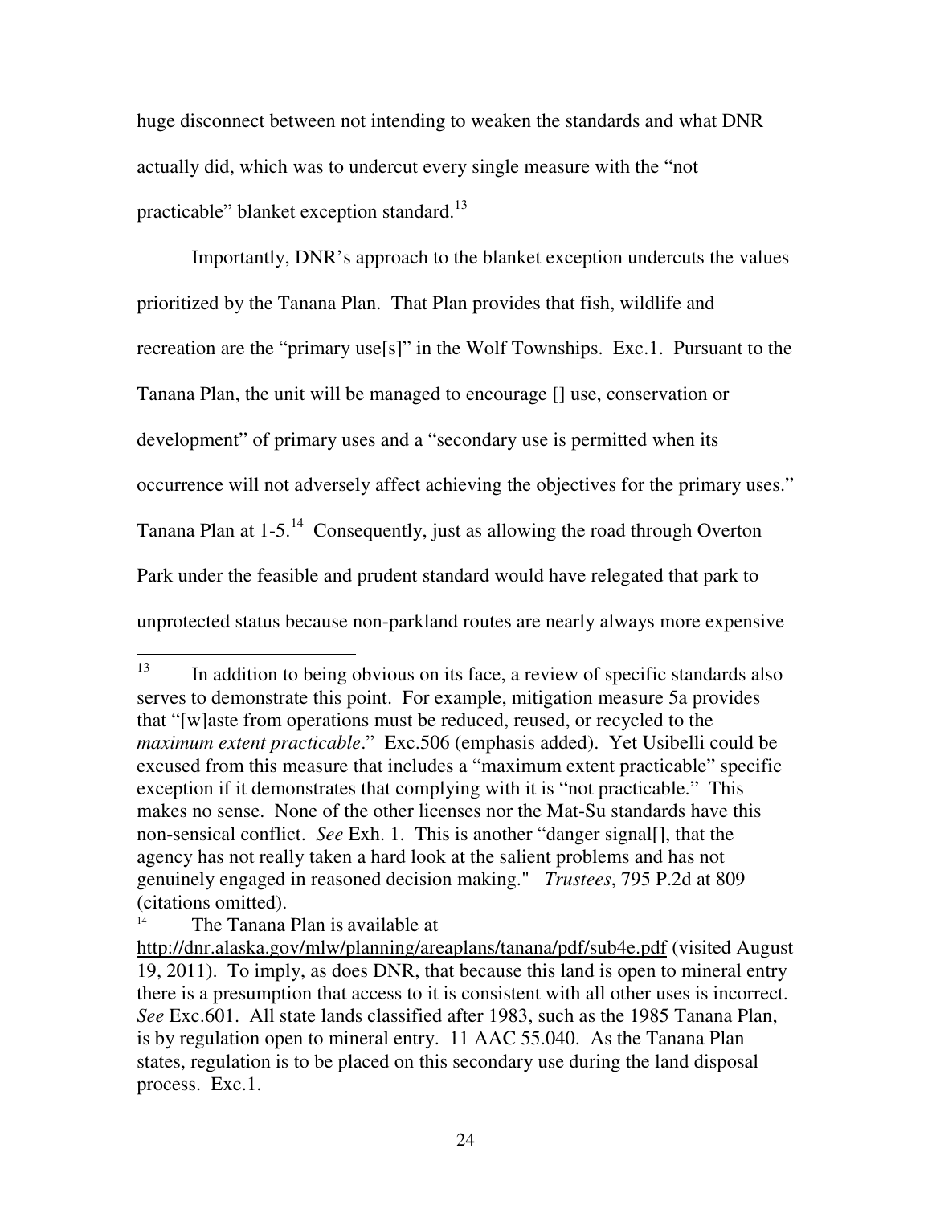huge disconnect between not intending to weaken the standards and what DNR actually did, which was to undercut every single measure with the "not practicable" blanket exception standard.[13]

Importantly, DNR's approach to the blanket exception undercuts the values prioritized by the Tanana Plan. That Plan provides that fish, wildlife and recreation are the "primary use[s]" in the Wolf Townships. Exc.1. Pursuant to the Tanana Plan, the unit will be managed to encourage [] use, conservation or development" of primary uses and a "secondary use is permitted when its occurrence will not adversely affect achieving the objectives for the primary uses." Tanana Plan at 1-5.[14] Consequently, just as allowing the road through Overton Park under the feasible and prudent standard would have relegated that park to unprotected status because non-parkland routes are nearly always more expensive

---

[13] In addition to being obvious on its face, a review of specific standards also serves to demonstrate this point. For example, mitigation measure 5a provides that "[w]aste from operations must be reduced, reused, or recycled to the *maximum extent practicable*." Exc.506 (emphasis added). Yet Usibelli could be excused from this measure that includes a "maximum extent practicable" specific exception if it demonstrates that complying with it is "not practicable." This makes no sense. None of the other licenses nor the Mat-Su standards have this non-sensical conflict. *See* Exh. 1. This is another "danger signal[], that the agency has not really taken a hard look at the salient problems and has not genuinely engaged in reasoned decision making." *Trustees*, 795 P.2d at 809 (citations omitted).

[14] The Tanana Plan is available at http://dnr.alaska.gov/mlw/planning/areaplans/tanana/pdf/sub4e.pdf (visited August 19, 2011). To imply, as does DNR, that because this land is open to mineral entry there is a presumption that access to it is consistent with all other uses is incorrect. *See* Exc.601. All state lands classified after 1983, such as the 1985 Tanana Plan, is by regulation open to mineral entry. 11 AAC 55.040. As the Tanana Plan states, regulation is to be placed on this secondary use during the land disposal process. Exc.1.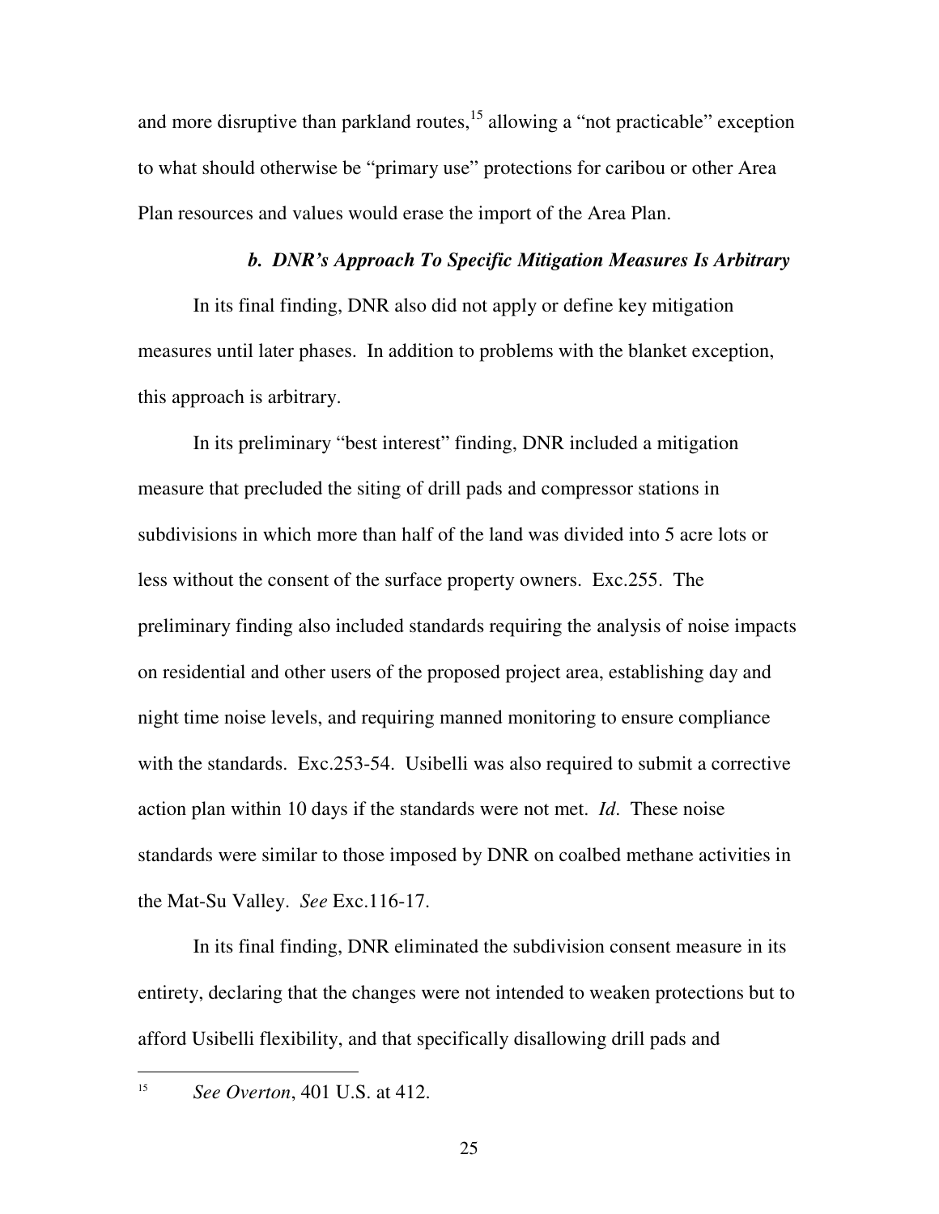and more disruptive than parkland routes,[15] allowing a "not practicable" exception to what should otherwise be "primary use" protections for caribou or other Area Plan resources and values would erase the import of the Area Plan.

#### *b. DNR's Approach To Specific Mitigation Measures Is Arbitrary*

In its final finding, DNR also did not apply or define key mitigation measures until later phases. In addition to problems with the blanket exception, this approach is arbitrary.

In its preliminary "best interest" finding, DNR included a mitigation measure that precluded the siting of drill pads and compressor stations in subdivisions in which more than half of the land was divided into 5 acre lots or less without the consent of the surface property owners. Exc.255. The preliminary finding also included standards requiring the analysis of noise impacts on residential and other users of the proposed project area, establishing day and night time noise levels, and requiring manned monitoring to ensure compliance with the standards. Exc.253-54. Usibelli was also required to submit a corrective action plan within 10 days if the standards were not met. *Id.* These noise standards were similar to those imposed by DNR on coalbed methane activities in the Mat-Su Valley. *See* Exc.116-17.

In its final finding, DNR eliminated the subdivision consent measure in its entirety, declaring that the changes were not intended to weaken protections but to afford Usibelli flexibility, and that specifically disallowing drill pads and

---

[15] *See Overton*, 401 U.S. at 412.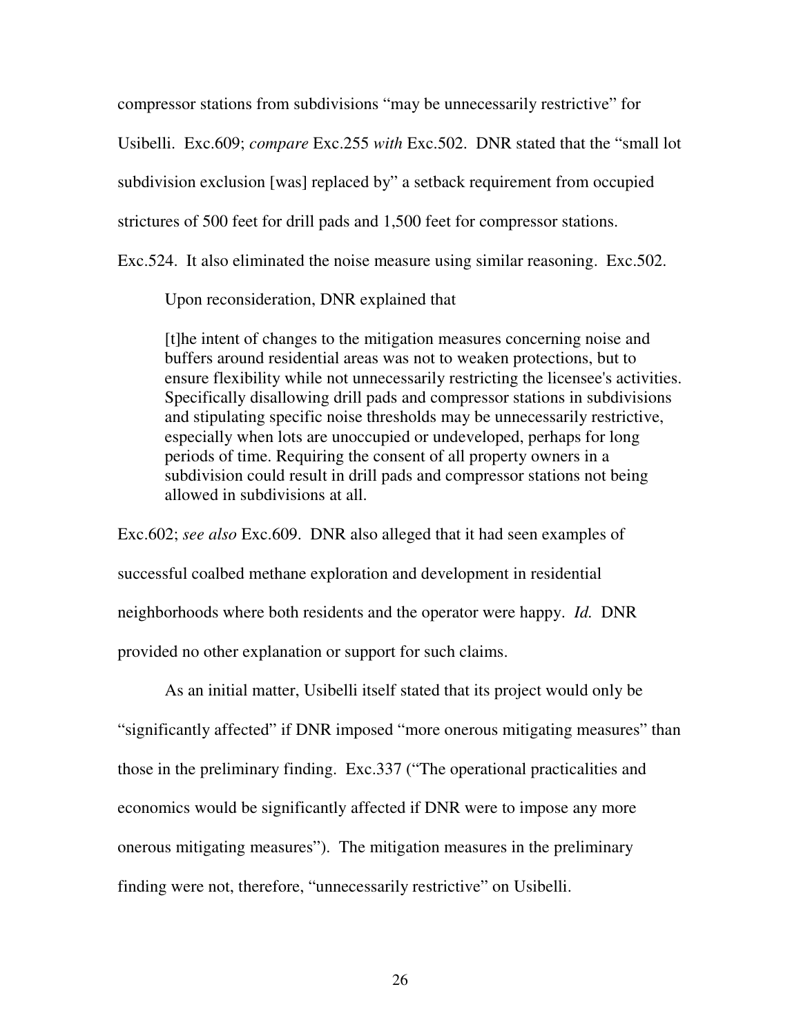compressor stations from subdivisions "may be unnecessarily restrictive" for Usibelli. Exc.609; *compare* Exc.255 *with* Exc.502. DNR stated that the "small lot subdivision exclusion [was] replaced by" a setback requirement from occupied strictures of 500 feet for drill pads and 1,500 feet for compressor stations. Exc.524. It also eliminated the noise measure using similar reasoning. Exc.502.

Upon reconsideration, DNR explained that

> [t]he intent of changes to the mitigation measures concerning noise and buffers around residential areas was not to weaken protections, but to ensure flexibility while not unnecessarily restricting the licensee's activities. Specifically disallowing drill pads and compressor stations in subdivisions and stipulating specific noise thresholds may be unnecessarily restrictive, especially when lots are unoccupied or undeveloped, perhaps for long periods of time. Requiring the consent of all property owners in a subdivision could result in drill pads and compressor stations not being allowed in subdivisions at all.

Exc.602; *see also* Exc.609. DNR also alleged that it had seen examples of successful coalbed methane exploration and development in residential neighborhoods where both residents and the operator were happy. *Id.* DNR provided no other explanation or support for such claims.

As an initial matter, Usibelli itself stated that its project would only be "significantly affected" if DNR imposed "more onerous mitigating measures" than those in the preliminary finding. Exc.337 ("The operational practicalities and economics would be significantly affected if DNR were to impose any more onerous mitigating measures"). The mitigation measures in the preliminary finding were not, therefore, "unnecessarily restrictive" on Usibelli.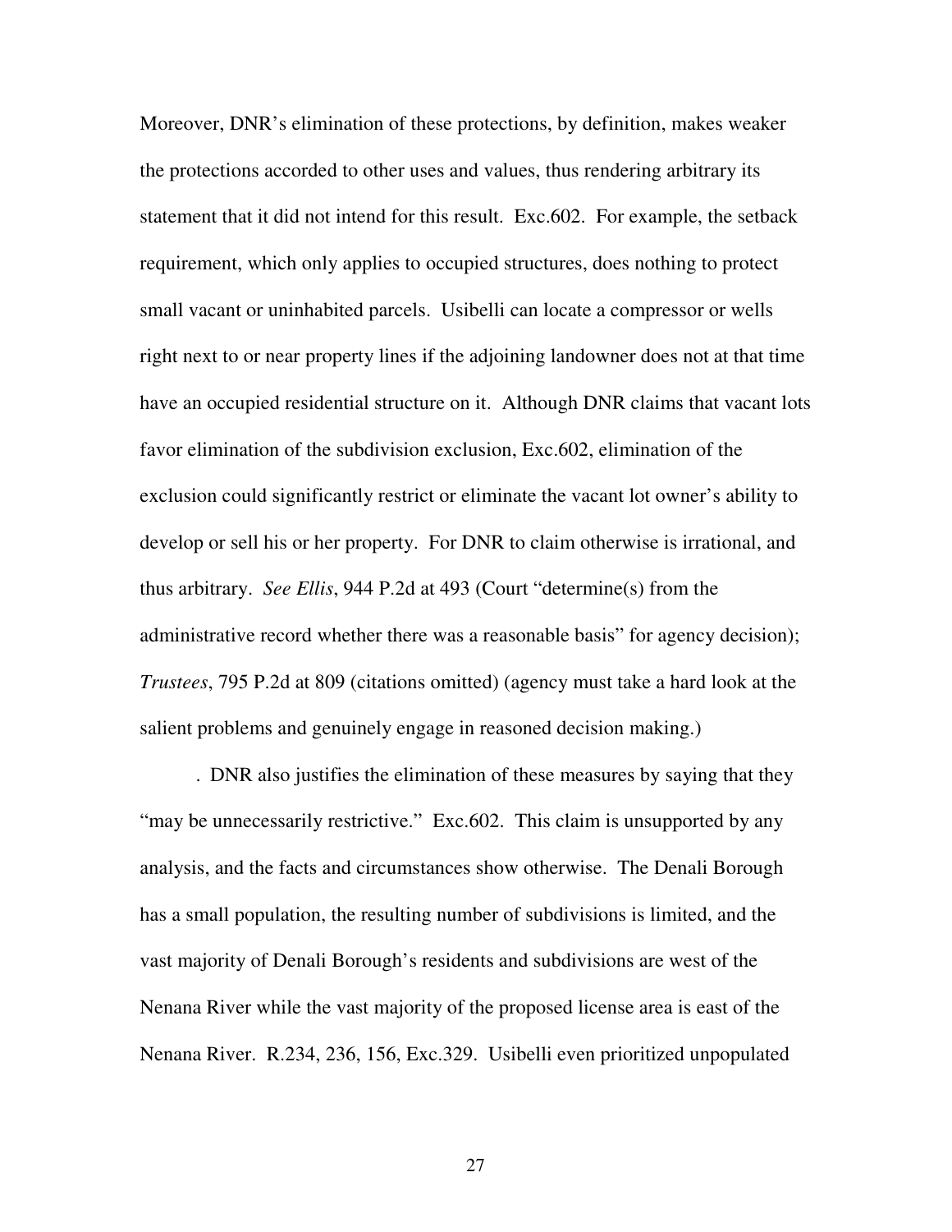Moreover, DNR's elimination of these protections, by definition, makes weaker the protections accorded to other uses and values, thus rendering arbitrary its statement that it did not intend for this result. Exc.602. For example, the setback requirement, which only applies to occupied structures, does nothing to protect small vacant or uninhabited parcels. Usibelli can locate a compressor or wells right next to or near property lines if the adjoining landowner does not at that time have an occupied residential structure on it. Although DNR claims that vacant lots favor elimination of the subdivision exclusion, Exc.602, elimination of the exclusion could significantly restrict or eliminate the vacant lot owner's ability to develop or sell his or her property. For DNR to claim otherwise is irrational, and thus arbitrary. *See Ellis*, 944 P.2d at 493 (Court "determine(s) from the administrative record whether there was a reasonable basis" for agency decision); *Trustees*, 795 P.2d at 809 (citations omitted) (agency must take a hard look at the salient problems and genuinely engage in reasoned decision making.)

. DNR also justifies the elimination of these measures by saying that they "may be unnecessarily restrictive." Exc.602. This claim is unsupported by any analysis, and the facts and circumstances show otherwise. The Denali Borough has a small population, the resulting number of subdivisions is limited, and the vast majority of Denali Borough's residents and subdivisions are west of the Nenana River while the vast majority of the proposed license area is east of the Nenana River. R.234, 236, 156, Exc.329. Usibelli even prioritized unpopulated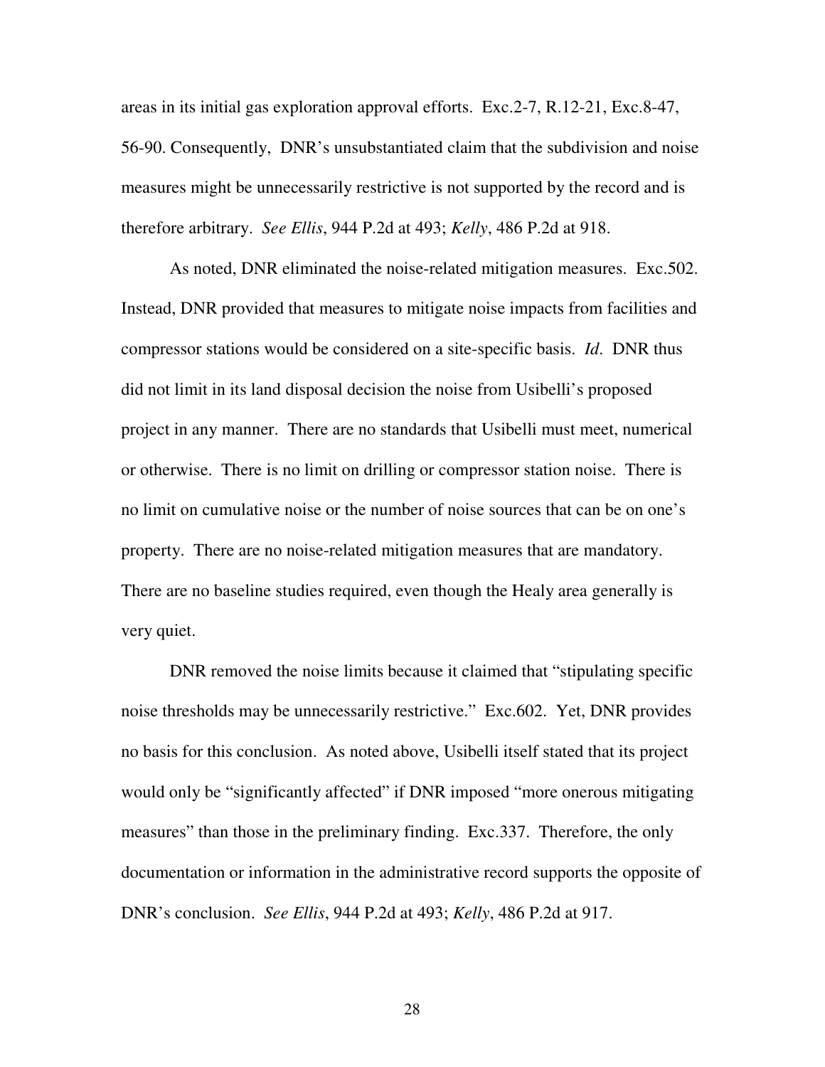areas in its initial gas exploration approval efforts. Exc.2-7, R.12-21, Exc.8-47, 56-90. Consequently, DNR's unsubstantiated claim that the subdivision and noise measures might be unnecessarily restrictive is not supported by the record and is therefore arbitrary. *See Ellis*, 944 P.2d at 493; *Kelly*, 486 P.2d at 918.

As noted, DNR eliminated the noise-related mitigation measures. Exc.502. Instead, DNR provided that measures to mitigate noise impacts from facilities and compressor stations would be considered on a site-specific basis. *Id*. DNR thus did not limit in its land disposal decision the noise from Usibelli's proposed project in any manner. There are no standards that Usibelli must meet, numerical or otherwise. There is no limit on drilling or compressor station noise. There is no limit on cumulative noise or the number of noise sources that can be on one's property. There are no noise-related mitigation measures that are mandatory. There are no baseline studies required, even though the Healy area generally is very quiet.

DNR removed the noise limits because it claimed that "stipulating specific noise thresholds may be unnecessarily restrictive." Exc.602. Yet, DNR provides no basis for this conclusion. As noted above, Usibelli itself stated that its project would only be "significantly affected" if DNR imposed "more onerous mitigating measures" than those in the preliminary finding. Exc.337. Therefore, the only documentation or information in the administrative record supports the opposite of DNR's conclusion. *See Ellis*, 944 P.2d at 493; *Kelly*, 486 P.2d at 917.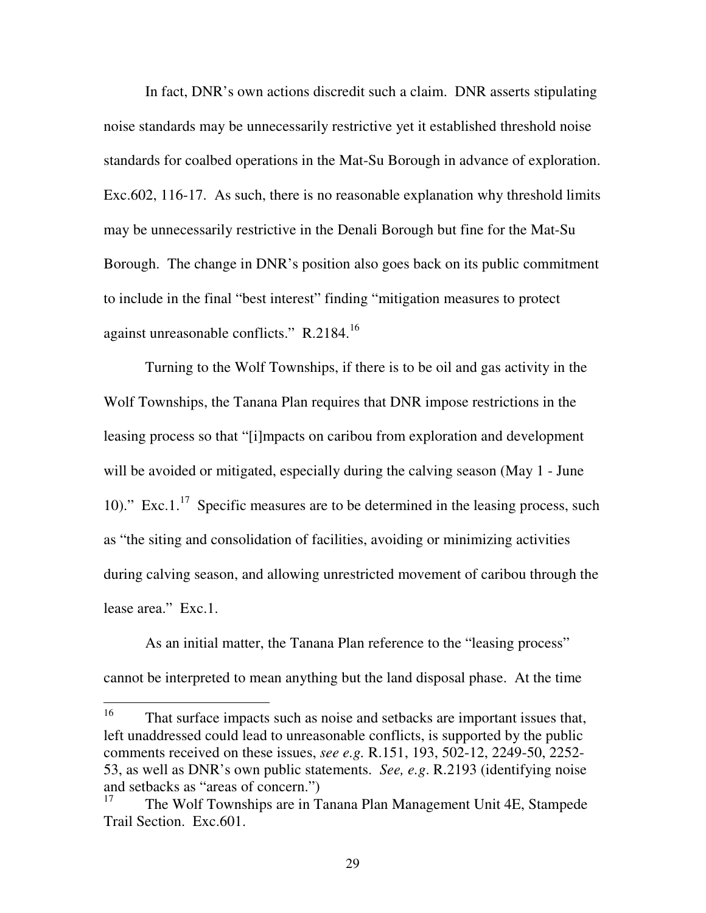In fact, DNR's own actions discredit such a claim. DNR asserts stipulating noise standards may be unnecessarily restrictive yet it established threshold noise standards for coalbed operations in the Mat-Su Borough in advance of exploration. Exc.602, 116-17. As such, there is no reasonable explanation why threshold limits may be unnecessarily restrictive in the Denali Borough but fine for the Mat-Su Borough. The change in DNR's position also goes back on its public commitment to include in the final "best interest" finding "mitigation measures to protect against unreasonable conflicts." R.2184.[16]

Turning to the Wolf Townships, if there is to be oil and gas activity in the Wolf Townships, the Tanana Plan requires that DNR impose restrictions in the leasing process so that "[i]mpacts on caribou from exploration and development will be avoided or mitigated, especially during the calving season (May 1 - June 10)." Exc.1.[17] Specific measures are to be determined in the leasing process, such as "the siting and consolidation of facilities, avoiding or minimizing activities during calving season, and allowing unrestricted movement of caribou through the lease area." Exc.1.

As an initial matter, the Tanana Plan reference to the "leasing process" cannot be interpreted to mean anything but the land disposal phase. At the time

---

[16] That surface impacts such as noise and setbacks are important issues that, left unaddressed could lead to unreasonable conflicts, is supported by the public comments received on these issues, *see e.g.* R.151, 193, 502-12, 2249-50, 2252-53, as well as DNR's own public statements. *See, e.g.* R.2193 (identifying noise and setbacks as "areas of concern.")

[17] The Wolf Townships are in Tanana Plan Management Unit 4E, Stampede Trail Section. Exc.601.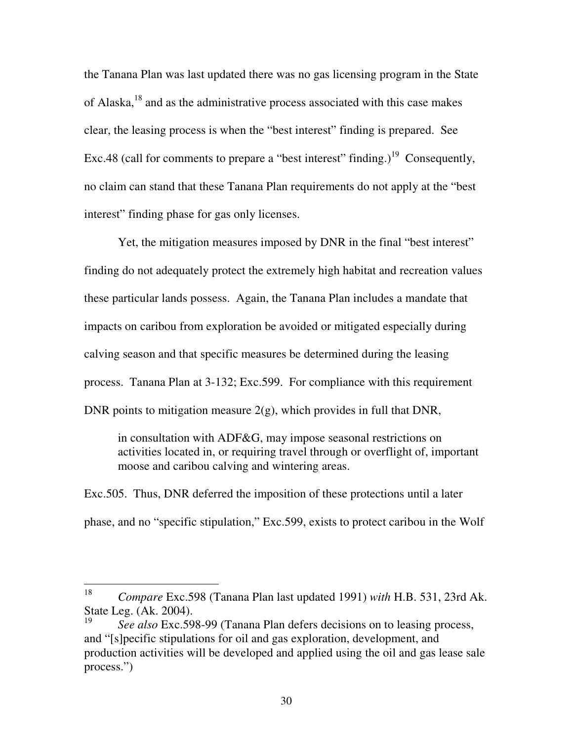the Tanana Plan was last updated there was no gas licensing program in the State of Alaska,[18] and as the administrative process associated with this case makes clear, the leasing process is when the "best interest" finding is prepared. See Exc.48 (call for comments to prepare a "best interest" finding.)[19] Consequently, no claim can stand that these Tanana Plan requirements do not apply at the "best interest" finding phase for gas only licenses.

Yet, the mitigation measures imposed by DNR in the final "best interest" finding do not adequately protect the extremely high habitat and recreation values these particular lands possess. Again, the Tanana Plan includes a mandate that impacts on caribou from exploration be avoided or mitigated especially during calving season and that specific measures be determined during the leasing process. Tanana Plan at 3-132; Exc.599. For compliance with this requirement DNR points to mitigation measure 2(g), which provides in full that DNR,

> in consultation with ADF&G, may impose seasonal restrictions on activities located in, or requiring travel through or overflight of, important moose and caribou calving and wintering areas.

Exc.505. Thus, DNR deferred the imposition of these protections until a later phase, and no "specific stipulation," Exc.599, exists to protect caribou in the Wolf

---

[18] *Compare* Exc.598 (Tanana Plan last updated 1991) *with* H.B. 531, 23rd Ak. State Leg. (Ak. 2004).

[19] *See also* Exc.598-99 (Tanana Plan defers decisions on to leasing process, and "[s]pecific stipulations for oil and gas exploration, development, and production activities will be developed and applied using the oil and gas lease sale process.")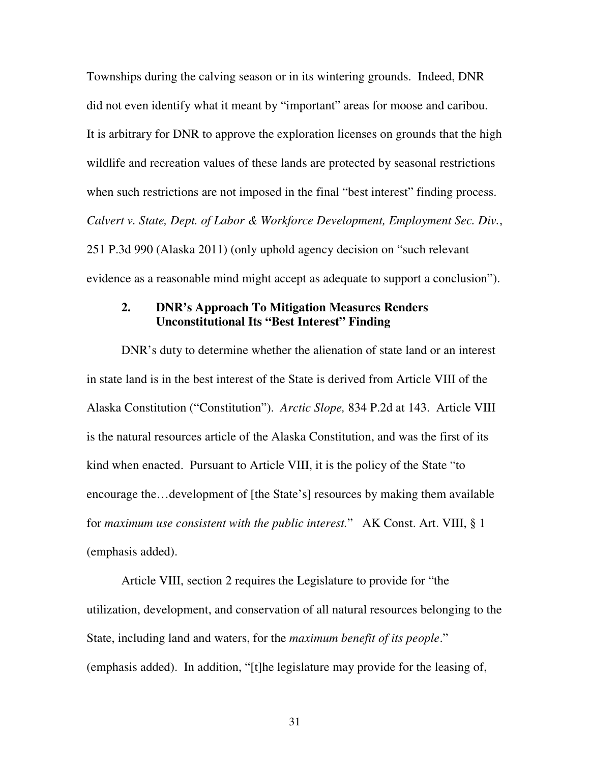Townships during the calving season or in its wintering grounds. Indeed, DNR did not even identify what it meant by "important" areas for moose and caribou. It is arbitrary for DNR to approve the exploration licenses on grounds that the high wildlife and recreation values of these lands are protected by seasonal restrictions when such restrictions are not imposed in the final "best interest" finding process. *Calvert v. State, Dept. of Labor & Workforce Development, Employment Sec. Div.*, 251 P.3d 990 (Alaska 2011) (only uphold agency decision on "such relevant evidence as a reasonable mind might accept as adequate to support a conclusion").

### 2. DNR's Approach To Mitigation Measures Renders Unconstitutional Its "Best Interest" Finding

DNR's duty to determine whether the alienation of state land or an interest in state land is in the best interest of the State is derived from Article VIII of the Alaska Constitution ("Constitution"). *Arctic Slope,* 834 P.2d at 143. Article VIII is the natural resources article of the Alaska Constitution, and was the first of its kind when enacted. Pursuant to Article VIII, it is the policy of the State "to encourage the…development of [the State's] resources by making them available for *maximum use consistent with the public interest.*" AK Const. Art. VIII, § 1 (emphasis added).

Article VIII, section 2 requires the Legislature to provide for "the utilization, development, and conservation of all natural resources belonging to the State, including land and waters, for the *maximum benefit of its people*." (emphasis added). In addition, "[t]he legislature may provide for the leasing of,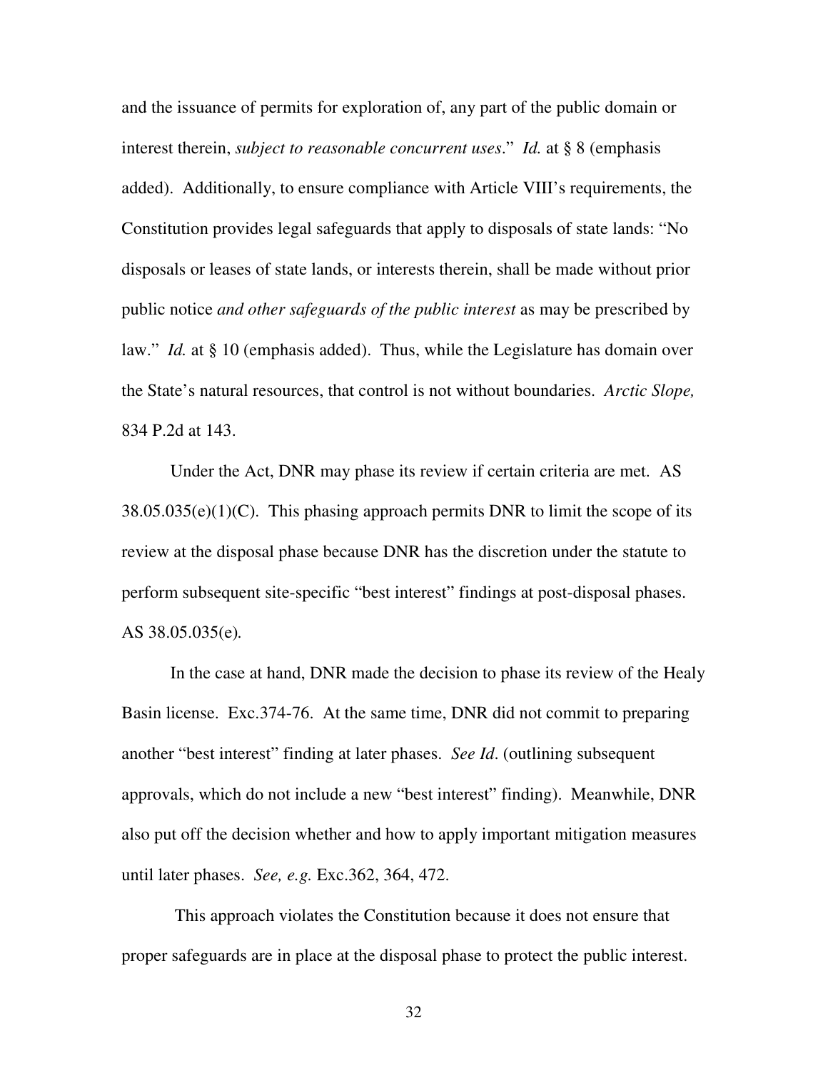and the issuance of permits for exploration of, any part of the public domain or interest therein, *subject to reasonable concurrent uses*." *Id.* at § 8 (emphasis added). Additionally, to ensure compliance with Article VIII's requirements, the Constitution provides legal safeguards that apply to disposals of state lands: "No disposals or leases of state lands, or interests therein, shall be made without prior public notice *and other safeguards of the public interest* as may be prescribed by law." *Id.* at § 10 (emphasis added). Thus, while the Legislature has domain over the State's natural resources, that control is not without boundaries. *Arctic Slope,* 834 P.2d at 143.

Under the Act, DNR may phase its review if certain criteria are met. AS 38.05.035(e)(1)(C). This phasing approach permits DNR to limit the scope of its review at the disposal phase because DNR has the discretion under the statute to perform subsequent site-specific "best interest" findings at post-disposal phases. AS 38.05.035(e).

In the case at hand, DNR made the decision to phase its review of the Healy Basin license. Exc.374-76. At the same time, DNR did not commit to preparing another "best interest" finding at later phases. *See Id*. (outlining subsequent approvals, which do not include a new "best interest" finding). Meanwhile, DNR also put off the decision whether and how to apply important mitigation measures until later phases. *See, e.g.* Exc.362, 364, 472.

This approach violates the Constitution because it does not ensure that proper safeguards are in place at the disposal phase to protect the public interest.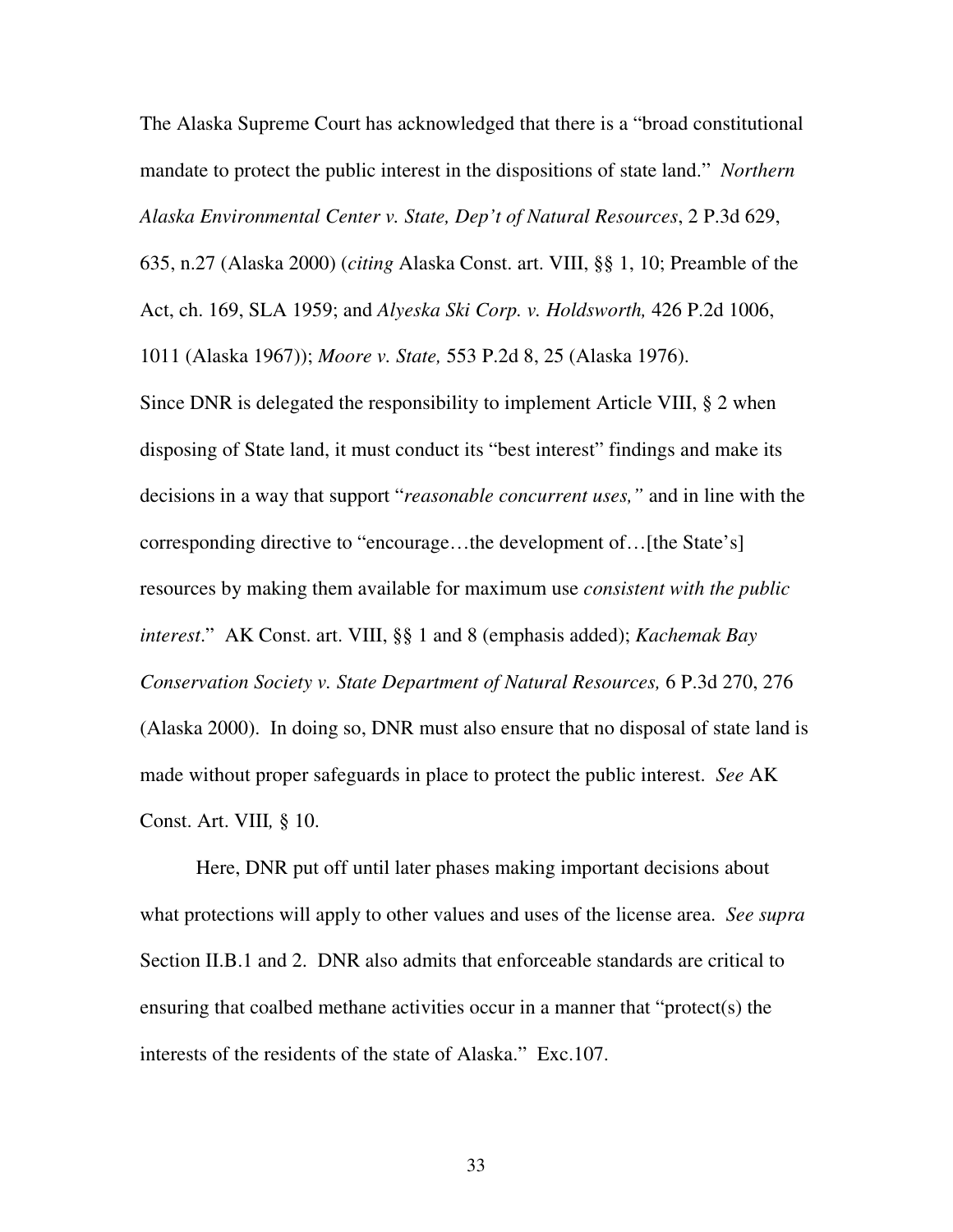The Alaska Supreme Court has acknowledged that there is a "broad constitutional mandate to protect the public interest in the dispositions of state land." *Northern Alaska Environmental Center v. State, Dep't of Natural Resources*, 2 P.3d 629, 635, n.27 (Alaska 2000) (*citing* Alaska Const. art. VIII, §§ 1, 10; Preamble of the Act, ch. 169, SLA 1959; and *Alyeska Ski Corp. v. Holdsworth,* 426 P.2d 1006, 1011 (Alaska 1967)); *Moore v. State,* 553 P.2d 8, 25 (Alaska 1976).

Since DNR is delegated the responsibility to implement Article VIII, § 2 when disposing of State land, it must conduct its "best interest" findings and make its decisions in a way that support "*reasonable concurrent uses,"* and in line with the corresponding directive to "encourage…the development of…[the State's] resources by making them available for maximum use *consistent with the public interest*." AK Const. art. VIII, §§ 1 and 8 (emphasis added); *Kachemak Bay Conservation Society v. State Department of Natural Resources,* 6 P.3d 270, 276 (Alaska 2000). In doing so, DNR must also ensure that no disposal of state land is made without proper safeguards in place to protect the public interest. *See* AK Const. Art. VIII*,* § 10.

Here, DNR put off until later phases making important decisions about what protections will apply to other values and uses of the license area. *See supra* Section II.B.1 and 2. DNR also admits that enforceable standards are critical to ensuring that coalbed methane activities occur in a manner that "protect(s) the interests of the residents of the state of Alaska." Exc.107.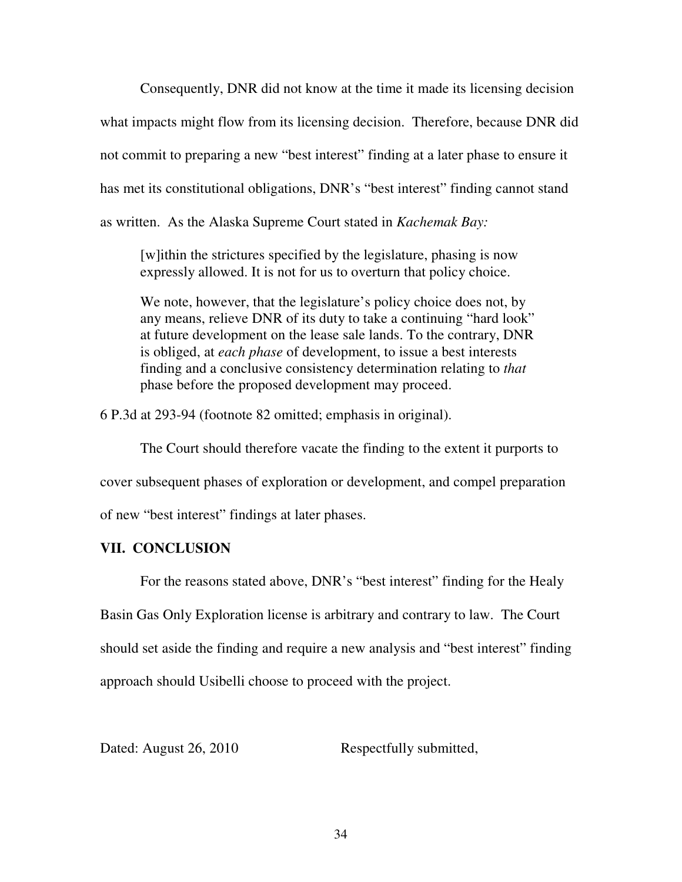Consequently, DNR did not know at the time it made its licensing decision what impacts might flow from its licensing decision. Therefore, because DNR did not commit to preparing a new "best interest" finding at a later phase to ensure it has met its constitutional obligations, DNR's "best interest" finding cannot stand as written. As the Alaska Supreme Court stated in *Kachemak Bay:*

> [w]ithin the strictures specified by the legislature, phasing is now expressly allowed. It is not for us to overturn that policy choice.
>
> We note, however, that the legislature's policy choice does not, by any means, relieve DNR of its duty to take a continuing "hard look" at future development on the lease sale lands. To the contrary, DNR is obliged, at *each phase* of development, to issue a best interests finding and a conclusive consistency determination relating to *that* phase before the proposed development may proceed.

6 P.3d at 293-94 (footnote 82 omitted; emphasis in original).

The Court should therefore vacate the finding to the extent it purports to cover subsequent phases of exploration or development, and compel preparation of new "best interest" findings at later phases.

## VII. CONCLUSION

For the reasons stated above, DNR's "best interest" finding for the Healy Basin Gas Only Exploration license is arbitrary and contrary to law. The Court should set aside the finding and require a new analysis and "best interest" finding approach should Usibelli choose to proceed with the project.

Dated: August 26, 2010 Respectfully submitted,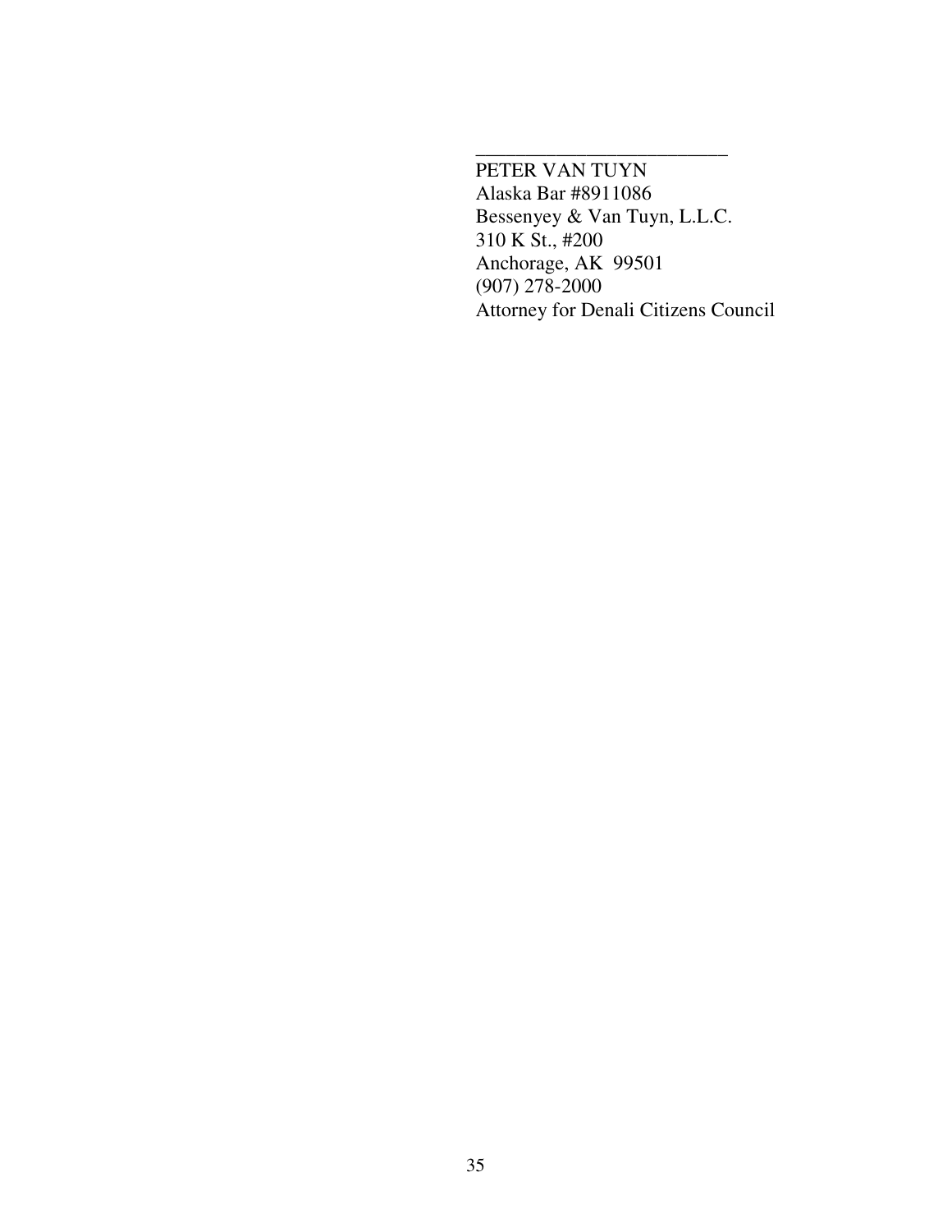_________________________

PETER VAN TUYN
Alaska Bar #8911086
Bessenyey & Van Tuyn, L.L.C.
310 K St., #200
Anchorage, AK 99501
(907) 278-2000
Attorney for Denali Citizens Council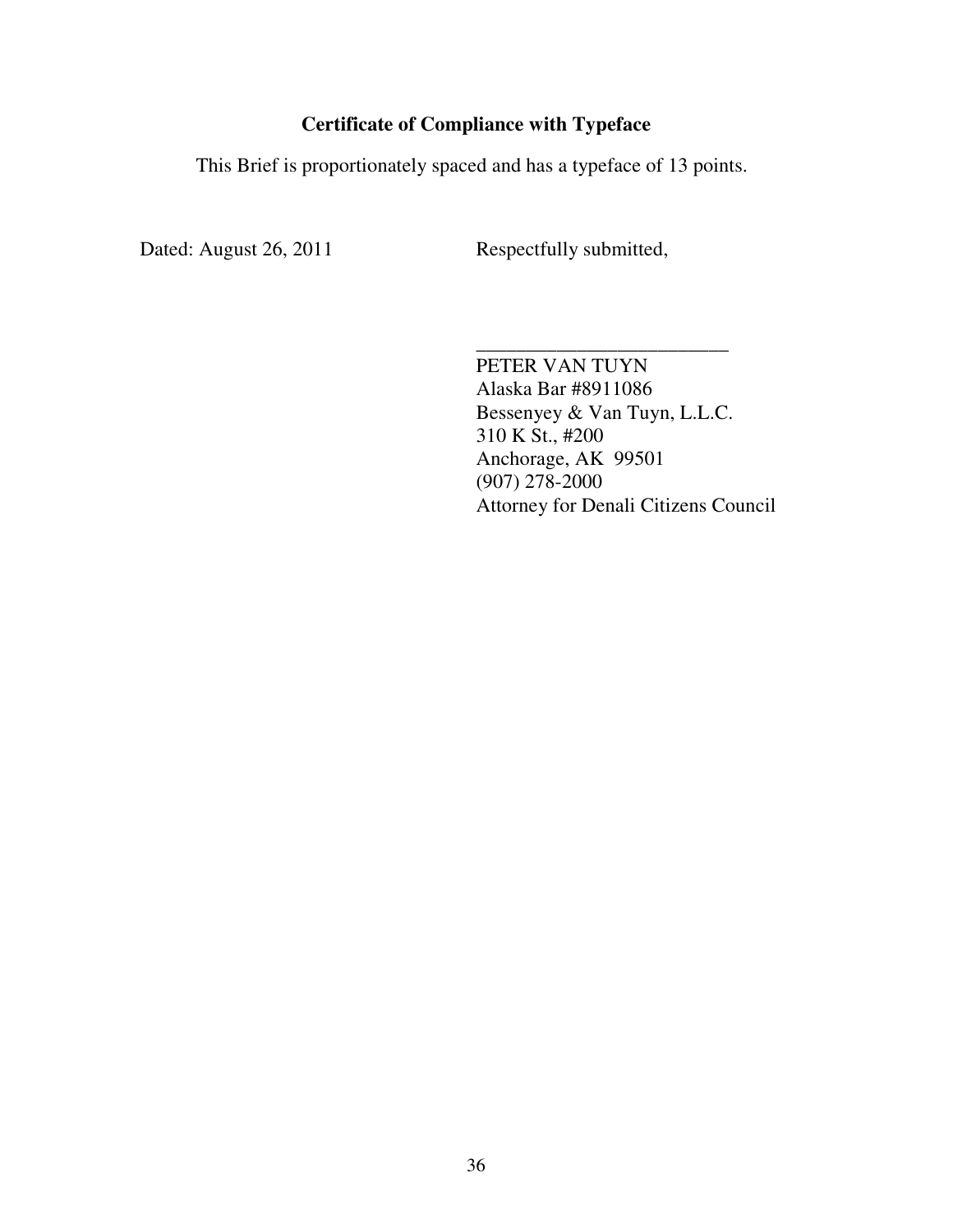## Certificate of Compliance with Typeface

This Brief is proportionately spaced and has a typeface of 13 points.

Dated: August 26, 2011

Respectfully submitted,

_________________________

PETER VAN TUYN
Alaska Bar #8911086
Bessenyey & Van Tuyn, L.L.C.
310 K St., #200
Anchorage, AK 99501
(907) 278-2000
Attorney for Denali Citizens Council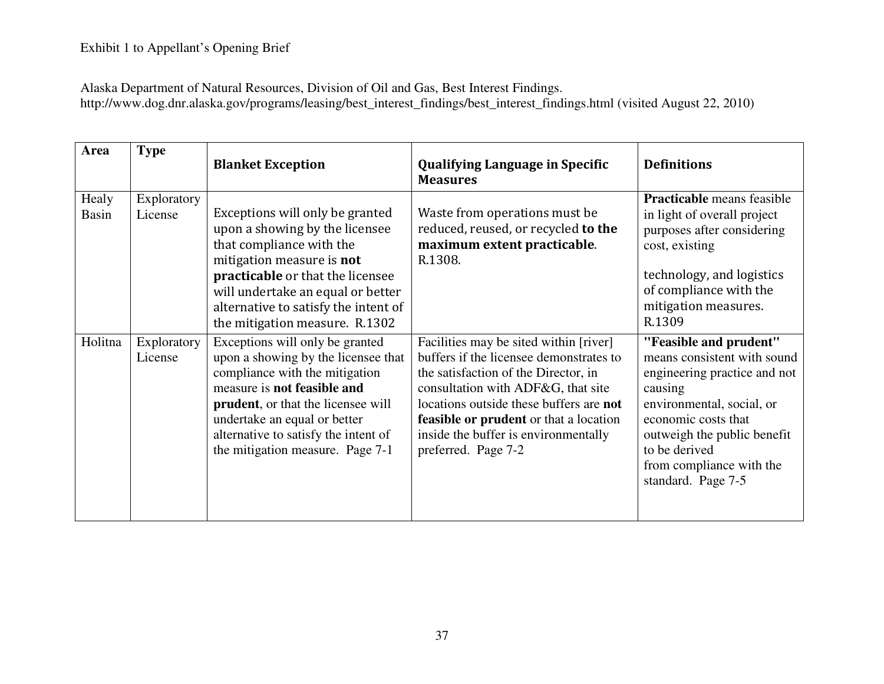Exhibit 1 to Appellant's Opening Brief

Alaska Department of Natural Resources, Division of Oil and Gas, Best Interest Findings. http://www.dog.dnr.alaska.gov/programs/leasing/best_interest_findings/best_interest_findings.html (visited August 22, 2010)

| Area | Type | Blanket Exception | Qualifying Language in Specific Measures | Definitions |
|---|---|---|---|---|
| Healy Basin | Exploratory License | Exceptions will only be granted upon a showing by the licensee that compliance with the mitigation measure is **not practicable** or that the licensee will undertake an equal or better alternative to satisfy the intent of the mitigation measure. R.1302 | Waste from operations must be reduced, reused, or recycled **to the maximum extent practicable**. R.1308. | **Practicable** means feasible in light of overall project purposes after considering cost, existing technology, and logistics of compliance with the mitigation measures. R.1309 |
| Holitna | Exploratory License | Exceptions will only be granted upon a showing by the licensee that compliance with the mitigation measure is **not feasible and prudent**, or that the licensee will undertake an equal or better alternative to satisfy the intent of the mitigation measure. Page 7-1 | Facilities may be sited within [river] buffers if the licensee demonstrates to the satisfaction of the Director, in consultation with ADF&G, that site locations outside these buffers are **not feasible or prudent** or that a location inside the buffer is environmentally preferred. Page 7-2 | **"Feasible and prudent"** means consistent with sound engineering practice and not causing environmental, social, or economic costs that outweigh the public benefit to be derived from compliance with the standard. Page 7-5 |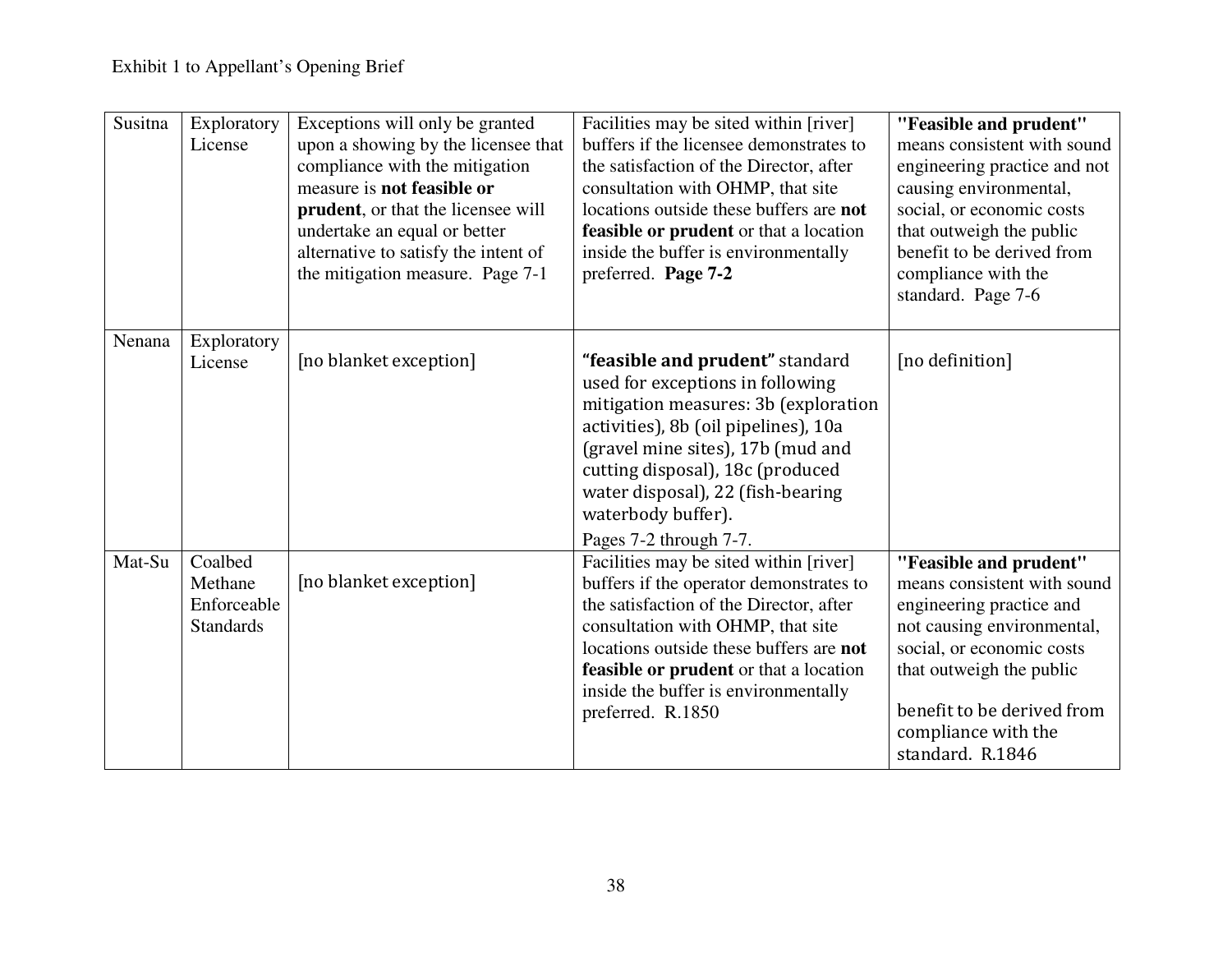Exhibit 1 to Appellant's Opening Brief

| | | | | |
|---|---|---|---|---|
| Susitna | Exploratory License | Exceptions will only be granted upon a showing by the licensee that compliance with the mitigation measure is **not feasible or prudent**, or that the licensee will undertake an equal or better alternative to satisfy the intent of the mitigation measure. Page 7-1 | Facilities may be sited within [river] buffers if the licensee demonstrates to the satisfaction of the Director, after consultation with OHMP, that site locations outside these buffers are **not feasible or prudent** or that a location inside the buffer is environmentally preferred. **Page 7-2** | **"Feasible and prudent"** means consistent with sound engineering practice and not causing environmental, social, or economic costs that outweigh the public benefit to be derived from compliance with the standard. Page 7-6 |
| Nenana | Exploratory License | [no blanket exception] | **"feasible and prudent"** standard used for exceptions in following mitigation measures: 3b (exploration activities), 8b (oil pipelines), 10a (gravel mine sites), 17b (mud and cutting disposal), 18c (produced water disposal), 22 (fish-bearing waterbody buffer). Pages 7-2 through 7-7. | [no definition] |
| Mat-Su | Coalbed Methane Enforceable Standards | [no blanket exception] | Facilities may be sited within [river] buffers if the operator demonstrates to the satisfaction of the Director, after consultation with OHMP, that site locations outside these buffers are **not feasible or prudent** or that a location inside the buffer is environmentally preferred. R.1850 | **"Feasible and prudent"** means consistent with sound engineering practice and not causing environmental, social, or economic costs that outweigh the public benefit to be derived from compliance with the standard. R.1846 |